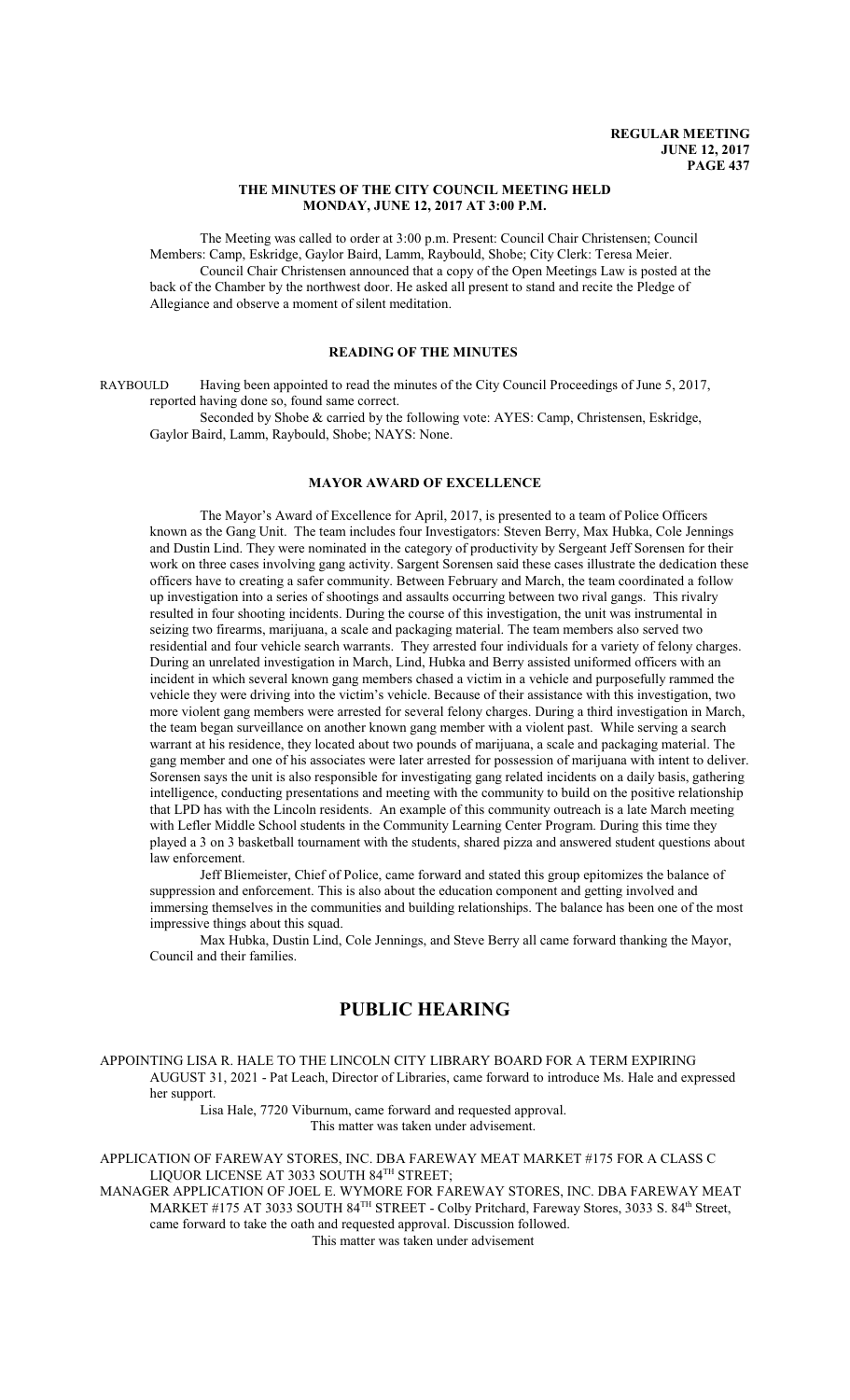# THE MINUTES OF THE CITY COUNCIL MEETING HELD MONDAY, JUNE 12, 2017 AT 3:00 P.M.

The Meeting was called to order at 3:00 p.m. Present: Council Chair Christensen; Council Members: Camp, Eskridge, Gaylor Baird, Lamm, Raybould, Shobe; City Clerk: Teresa Meier.

Council Chair Christensen announced that a copy of the Open Meetings Law is posted at the back of the Chamber by the northwest door. He asked all present to stand and recite the Pledge of Allegiance and observe a moment of silent meditation.

## READING OF THE MINUTES

RAYBOULD Having been appointed to read the minutes of the City Council Proceedings of June 5, 2017, reported having done so, found same correct.

Seconded by Shobe & carried by the following vote: AYES: Camp, Christensen, Eskridge, Gaylor Baird, Lamm, Raybould, Shobe; NAYS: None.

## MAYOR AWARD OF EXCELLENCE

The Mayor's Award of Excellence for April, 2017, is presented to a team of Police Officers known as the Gang Unit. The team includes four Investigators: Steven Berry, Max Hubka, Cole Jennings and Dustin Lind. They were nominated in the category of productivity by Sergeant Jeff Sorensen for their work on three cases involving gang activity. Sargent Sorensen said these cases illustrate the dedication these officers have to creating a safer community. Between February and March, the team coordinated a follow up investigation into a series of shootings and assaults occurring between two rival gangs. This rivalry resulted in four shooting incidents. During the course of this investigation, the unit was instrumental in seizing two firearms, marijuana, a scale and packaging material. The team members also served two residential and four vehicle search warrants. They arrested four individuals for a variety of felony charges. During an unrelated investigation in March, Lind, Hubka and Berry assisted uniformed officers with an incident in which several known gang members chased a victim in a vehicle and purposefully rammed the vehicle they were driving into the victim's vehicle. Because of their assistance with this investigation, two more violent gang members were arrested for several felony charges. During a third investigation in March, the team began surveillance on another known gang member with a violent past. While serving a search warrant at his residence, they located about two pounds of marijuana, a scale and packaging material. The gang member and one of his associates were later arrested for possession of marijuana with intent to deliver. Sorensen says the unit is also responsible for investigating gang related incidents on a daily basis, gathering intelligence, conducting presentations and meeting with the community to build on the positive relationship that LPD has with the Lincoln residents. An example of this community outreach is a late March meeting with Lefler Middle School students in the Community Learning Center Program. During this time they played a 3 on 3 basketball tournament with the students, shared pizza and answered student questions about law enforcement.

Jeff Bliemeister, Chief of Police, came forward and stated this group epitomizes the balance of suppression and enforcement. This is also about the education component and getting involved and immersing themselves in the communities and building relationships. The balance has been one of the most impressive things about this squad.

Max Hubka, Dustin Lind, Cole Jennings, and Steve Berry all came forward thanking the Mayor, Council and their families.

# PUBLIC HEARING

APPOINTING LISA R. HALE TO THE LINCOLN CITY LIBRARY BOARD FOR A TERM EXPIRING AUGUST 31, 2021 - Pat Leach, Director of Libraries, came forward to introduce Ms. Hale and expressed her support.

Lisa Hale, 7720 Viburnum, came forward and requested approval.

This matter was taken under advisement.

APPLICATION OF FAREWAY STORES, INC. DBA FAREWAY MEAT MARKET #175 FOR A CLASS C LIQUOR LICENSE AT 3033 SOUTH 84TH STREET;

MANAGER APPLICATION OF JOEL E. WYMORE FOR FAREWAY STORES, INC. DBA FAREWAY MEAT MARKET #175 AT 3033 SOUTH 84TH STREET - Colby Pritchard, Fareway Stores, 3033 S. 84th Street, came forward to take the oath and requested approval. Discussion followed.

This matter was taken under advisement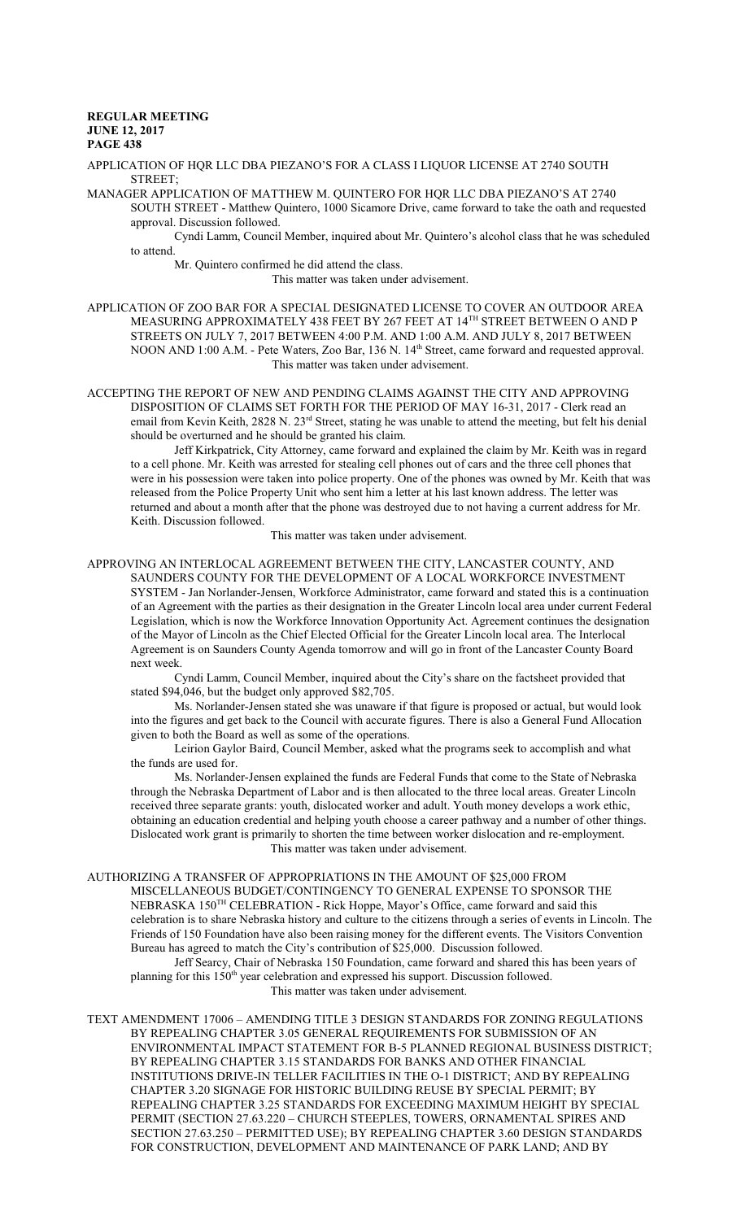APPLICATION OF HQR LLC DBA PIEZANO'S FOR A CLASS I LIQUOR LICENSE AT 2740 SOUTH STREET;

MANAGER APPLICATION OF MATTHEW M. QUINTERO FOR HQR LLC DBA PIEZANO'S AT 2740 SOUTH STREET - Matthew Quintero, 1000 Sicamore Drive, came forward to take the oath and requested approval. Discussion followed.

Cyndi Lamm, Council Member, inquired about Mr. Quintero's alcohol class that he was scheduled to attend.

Mr. Quintero confirmed he did attend the class.

This matter was taken under advisement.

APPLICATION OF ZOO BAR FOR A SPECIAL DESIGNATED LICENSE TO COVER AN OUTDOOR AREA MEASURING APPROXIMATELY 438 FEET BY 267 FEET AT 14TH STREET BETWEEN O AND P STREETS ON JULY 7, 2017 BETWEEN 4:00 P.M. AND 1:00 A.M. AND JULY 8, 2017 BETWEEN NOON AND 1:00 A.M. - Pete Waters, Zoo Bar, 136 N. 14th Street, came forward and requested approval.

This matter was taken under advisement.

ACCEPTING THE REPORT OF NEW AND PENDING CLAIMS AGAINST THE CITY AND APPROVING DISPOSITION OF CLAIMS SET FORTH FOR THE PERIOD OF MAY 16-31, 2017 - Clerk read an email from Kevin Keith, 2828 N. 23rd Street, stating he was unable to attend the meeting, but felt his denial should be overturned and he should be granted his claim.

Jeff Kirkpatrick, City Attorney, came forward and explained the claim by Mr. Keith was in regard to a cell phone. Mr. Keith was arrested for stealing cell phones out of cars and the three cell phones that were in his possession were taken into police property. One of the phones was owned by Mr. Keith that was released from the Police Property Unit who sent him a letter at his last known address. The letter was returned and about a month after that the phone was destroyed due to not having a current address for Mr. Keith. Discussion followed.

This matter was taken under advisement.

APPROVING AN INTERLOCAL AGREEMENT BETWEEN THE CITY, LANCASTER COUNTY, AND SAUNDERS COUNTY FOR THE DEVELOPMENT OF A LOCAL WORKFORCE INVESTMENT SYSTEM - Jan Norlander-Jensen, Workforce Administrator, came forward and stated this is a continuation of an Agreement with the parties as their designation in the Greater Lincoln local area under current Federal Legislation, which is now the Workforce Innovation Opportunity Act. Agreement continues the designation of the Mayor of Lincoln as the Chief Elected Official for the Greater Lincoln local area. The Interlocal Agreement is on Saunders County Agenda tomorrow and will go in front of the Lancaster County Board next week.

Cyndi Lamm, Council Member, inquired about the City's share on the factsheet provided that stated $94,046, but the budget only approved $82,705.

Ms. Norlander-Jensen stated she was unaware if that figure is proposed or actual, but would look into the figures and get back to the Council with accurate figures. There is also a General Fund Allocation given to both the Board as well as some of the operations.

Leirion Gaylor Baird, Council Member, asked what the programs seek to accomplish and what the funds are used for.

Ms. Norlander-Jensen explained the funds are Federal Funds that come to the State of Nebraska through the Nebraska Department of Labor and is then allocated to the three local areas. Greater Lincoln received three separate grants: youth, dislocated worker and adult. Youth money develops a work ethic, obtaining an education credential and helping youth choose a career pathway and a number of other things. Dislocated work grant is primarily to shorten the time between worker dislocation and re-employment.

This matter was taken under advisement.

AUTHORIZING A TRANSFER OF APPROPRIATIONS IN THE AMOUNT OF $25,000 FROM MISCELLANEOUS BUDGET/CONTINGENCY TO GENERAL EXPENSE TO SPONSOR THE NEBRASKA 150TH CELEBRATION - Rick Hoppe, Mayor's Office, came forward and said this celebration is to share Nebraska history and culture to the citizens through a series of events in Lincoln. The Friends of 150 Foundation have also been raising money for the different events. The Visitors Convention Bureau has agreed to match the City's contribution of $25,000. Discussion followed.

Jeff Searcy, Chair of Nebraska 150 Foundation, came forward and shared this has been years of planning for this 150th year celebration and expressed his support. Discussion followed.

This matter was taken under advisement.

TEXT AMENDMENT 17006 – AMENDING TITLE 3 DESIGN STANDARDS FOR ZONING REGULATIONS BY REPEALING CHAPTER 3.05 GENERAL REQUIREMENTS FOR SUBMISSION OF AN ENVIRONMENTAL IMPACT STATEMENT FOR B-5 PLANNED REGIONAL BUSINESS DISTRICT; BY REPEALING CHAPTER 3.15 STANDARDS FOR BANKS AND OTHER FINANCIAL INSTITUTIONS DRIVE-IN TELLER FACILITIES IN THE O-1 DISTRICT; AND BY REPEALING CHAPTER 3.20 SIGNAGE FOR HISTORIC BUILDING REUSE BY SPECIAL PERMIT; BY REPEALING CHAPTER 3.25 STANDARDS FOR EXCEEDING MAXIMUM HEIGHT BY SPECIAL PERMIT (SECTION 27.63.220 – CHURCH STEEPLES, TOWERS, ORNAMENTAL SPIRES AND SECTION 27.63.250 – PERMITTED USE); BY REPEALING CHAPTER 3.60 DESIGN STANDARDS FOR CONSTRUCTION, DEVELOPMENT AND MAINTENANCE OF PARK LAND; AND BY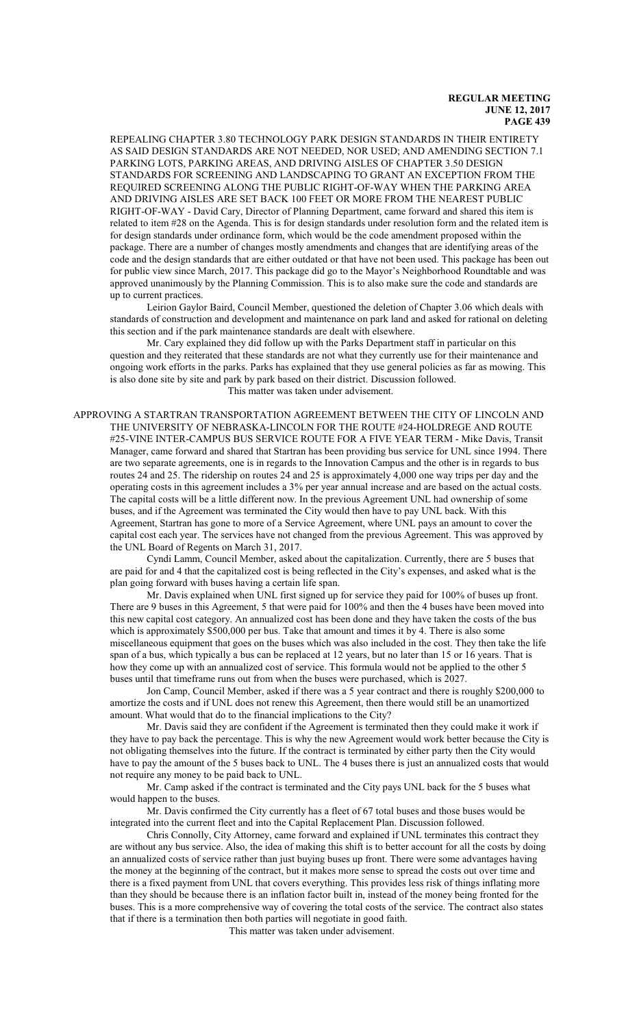REPEALING CHAPTER 3.80 TECHNOLOGY PARK DESIGN STANDARDS IN THEIR ENTIRETY AS SAID DESIGN STANDARDS ARE NOT NEEDED, NOR USED; AND AMENDING SECTION 7.1 PARKING LOTS, PARKING AREAS, AND DRIVING AISLES OF CHAPTER 3.50 DESIGN STANDARDS FOR SCREENING AND LANDSCAPING TO GRANT AN EXCEPTION FROM THE REQUIRED SCREENING ALONG THE PUBLIC RIGHT-OF-WAY WHEN THE PARKING AREA AND DRIVING AISLES ARE SET BACK 100 FEET OR MORE FROM THE NEAREST PUBLIC RIGHT-OF-WAY - David Cary, Director of Planning Department, came forward and shared this item is related to item #28 on the Agenda. This is for design standards under resolution form and the related item is for design standards under ordinance form, which would be the code amendment proposed within the package. There are a number of changes mostly amendments and changes that are identifying areas of the code and the design standards that are either outdated or that have not been used. This package has been out for public view since March, 2017. This package did go to the Mayor's Neighborhood Roundtable and was approved unanimously by the Planning Commission. This is to also make sure the code and standards are up to current practices.

Leirion Gaylor Baird, Council Member, questioned the deletion of Chapter 3.06 which deals with standards of construction and development and maintenance on park land and asked for rational on deleting this section and if the park maintenance standards are dealt with elsewhere.

Mr. Cary explained they did follow up with the Parks Department staff in particular on this question and they reiterated that these standards are not what they currently use for their maintenance and ongoing work efforts in the parks. Parks has explained that they use general policies as far as mowing. This is also done site by site and park by park based on their district. Discussion followed.

This matter was taken under advisement.

APPROVING A STARTRAN TRANSPORTATION AGREEMENT BETWEEN THE CITY OF LINCOLN AND THE UNIVERSITY OF NEBRASKA-LINCOLN FOR THE ROUTE #24-HOLDREGE AND ROUTE #25-VINE INTER-CAMPUS BUS SERVICE ROUTE FOR A FIVE YEAR TERM - Mike Davis, Transit Manager, came forward and shared that Startran has been providing bus service for UNL since 1994. There are two separate agreements, one is in regards to the Innovation Campus and the other is in regards to bus routes 24 and 25. The ridership on routes 24 and 25 is approximately 4,000 one way trips per day and the operating costs in this agreement includes a 3% per year annual increase and are based on the actual costs. The capital costs will be a little different now. In the previous Agreement UNL had ownership of some buses, and if the Agreement was terminated the City would then have to pay UNL back. With this Agreement, Startran has gone to more of a Service Agreement, where UNL pays an amount to cover the capital cost each year. The services have not changed from the previous Agreement. This was approved by the UNL Board of Regents on March 31, 2017.

Cyndi Lamm, Council Member, asked about the capitalization. Currently, there are 5 buses that are paid for and 4 that the capitalized cost is being reflected in the City's expenses, and asked what is the plan going forward with buses having a certain life span.

Mr. Davis explained when UNL first signed up for service they paid for 100% of buses up front. There are 9 buses in this Agreement, 5 that were paid for 100% and then the 4 buses have been moved into this new capital cost category. An annualized cost has been done and they have taken the costs of the bus which is approximately $500,000 per bus. Take that amount and times it by 4. There is also some miscellaneous equipment that goes on the buses which was also included in the cost. They then take the life span of a bus, which typically a bus can be replaced at 12 years, but no later than 15 or 16 years. That is how they come up with an annualized cost of service. This formula would not be applied to the other 5 buses until that timeframe runs out from when the buses were purchased, which is 2027.

Jon Camp, Council Member, asked if there was a 5 year contract and there is roughly $200,000 to amortize the costs and if UNL does not renew this Agreement, then there would still be an unamortized amount. What would that do to the financial implications to the City?

Mr. Davis said they are confident if the Agreement is terminated then they could make it work if they have to pay back the percentage. This is why the new Agreement would work better because the City is not obligating themselves into the future. If the contract is terminated by either party then the City would have to pay the amount of the 5 buses back to UNL. The 4 buses there is just an annualized costs that would not require any money to be paid back to UNL.

Mr. Camp asked if the contract is terminated and the City pays UNL back for the 5 buses what would happen to the buses.

Mr. Davis confirmed the City currently has a fleet of 67 total buses and those buses would be integrated into the current fleet and into the Capital Replacement Plan. Discussion followed.

Chris Connolly, City Attorney, came forward and explained if UNL terminates this contract they are without any bus service. Also, the idea of making this shift is to better account for all the costs by doing an annualized costs of service rather than just buying buses up front. There were some advantages having the money at the beginning of the contract, but it makes more sense to spread the costs out over time and there is a fixed payment from UNL that covers everything. This provides less risk of things inflating more than they should be because there is an inflation factor built in, instead of the money being fronted for the buses. This is a more comprehensive way of covering the total costs of the service. The contract also states that if there is a termination then both parties will negotiate in good faith.

This matter was taken under advisement.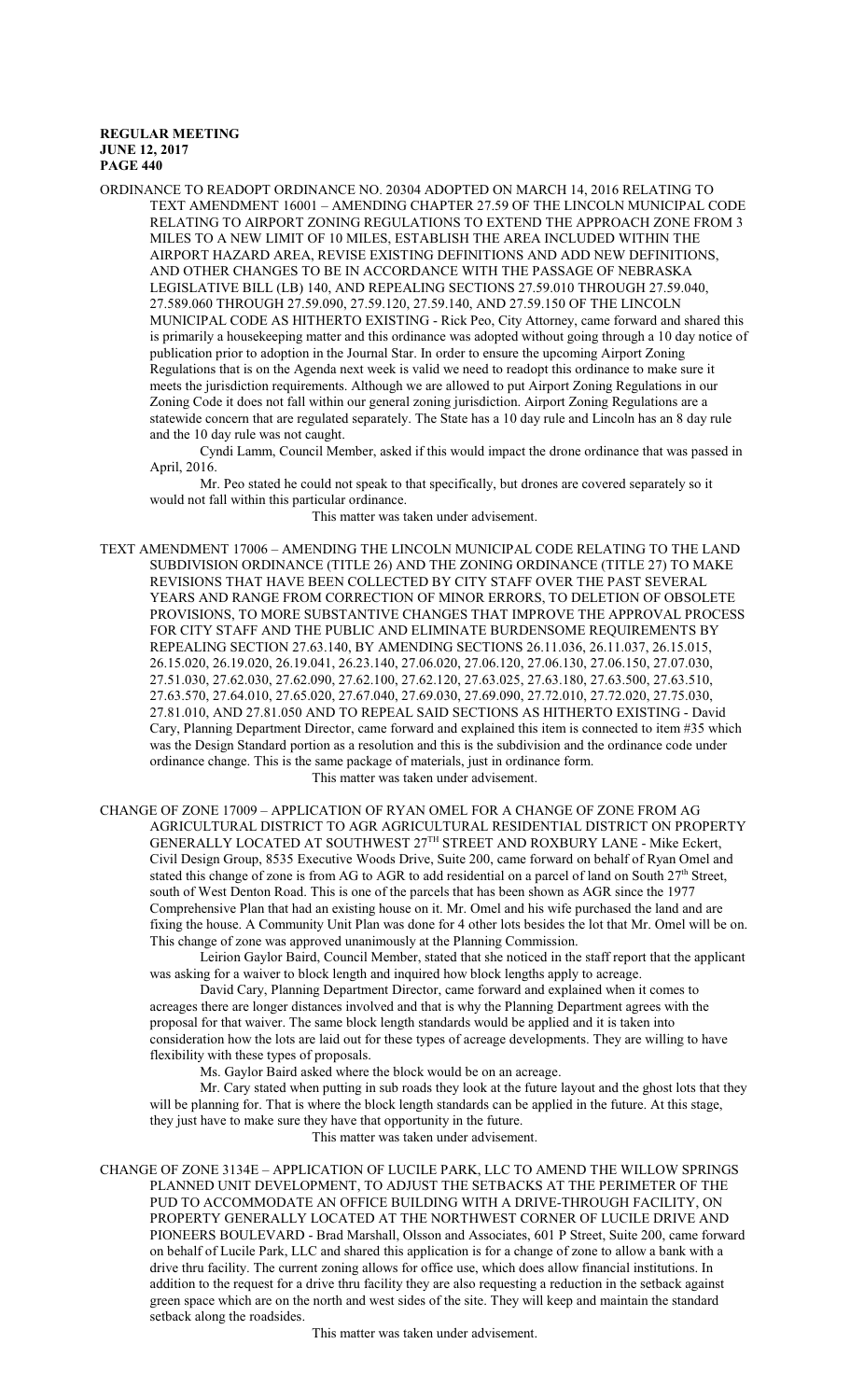ORDINANCE TO READOPT ORDINANCE NO. 20304 ADOPTED ON MARCH 14, 2016 RELATING TO TEXT AMENDMENT 16001 – AMENDING CHAPTER 27.59 OF THE LINCOLN MUNICIPAL CODE RELATING TO AIRPORT ZONING REGULATIONS TO EXTEND THE APPROACH ZONE FROM 3 MILES TO A NEW LIMIT OF 10 MILES, ESTABLISH THE AREA INCLUDED WITHIN THE AIRPORT HAZARD AREA, REVISE EXISTING DEFINITIONS AND ADD NEW DEFINITIONS, AND OTHER CHANGES TO BE IN ACCORDANCE WITH THE PASSAGE OF NEBRASKA LEGISLATIVE BILL (LB) 140, AND REPEALING SECTIONS 27.59.010 THROUGH 27.59.040, 27.589.060 THROUGH 27.59.090, 27.59.120, 27.59.140, AND 27.59.150 OF THE LINCOLN MUNICIPAL CODE AS HITHERTO EXISTING - Rick Peo, City Attorney, came forward and shared this is primarily a housekeeping matter and this ordinance was adopted without going through a 10 day notice of publication prior to adoption in the Journal Star. In order to ensure the upcoming Airport Zoning Regulations that is on the Agenda next week is valid we need to readopt this ordinance to make sure it meets the jurisdiction requirements. Although we are allowed to put Airport Zoning Regulations in our Zoning Code it does not fall within our general zoning jurisdiction. Airport Zoning Regulations are a statewide concern that are regulated separately. The State has a 10 day rule and Lincoln has an 8 day rule and the 10 day rule was not caught.

Cyndi Lamm, Council Member, asked if this would impact the drone ordinance that was passed in April, 2016.

Mr. Peo stated he could not speak to that specifically, but drones are covered separately so it would not fall within this particular ordinance.

This matter was taken under advisement.

TEXT AMENDMENT 17006 – AMENDING THE LINCOLN MUNICIPAL CODE RELATING TO THE LAND SUBDIVISION ORDINANCE (TITLE 26) AND THE ZONING ORDINANCE (TITLE 27) TO MAKE REVISIONS THAT HAVE BEEN COLLECTED BY CITY STAFF OVER THE PAST SEVERAL YEARS AND RANGE FROM CORRECTION OF MINOR ERRORS, TO DELETION OF OBSOLETE PROVISIONS, TO MORE SUBSTANTIVE CHANGES THAT IMPROVE THE APPROVAL PROCESS FOR CITY STAFF AND THE PUBLIC AND ELIMINATE BURDENSOME REQUIREMENTS BY REPEALING SECTION 27.63.140, BY AMENDING SECTIONS 26.11.036, 26.11.037, 26.15.015, 26.15.020, 26.19.020, 26.19.041, 26.23.140, 27.06.020, 27.06.120, 27.06.130, 27.06.150, 27.07.030, 27.51.030, 27.62.030, 27.62.090, 27.62.100, 27.62.120, 27.63.025, 27.63.180, 27.63.500, 27.63.510, 27.63.570, 27.64.010, 27.65.020, 27.67.040, 27.69.030, 27.69.090, 27.72.010, 27.72.020, 27.75.030, 27.81.010, AND 27.81.050 AND TO REPEAL SAID SECTIONS AS HITHERTO EXISTING - David Cary, Planning Department Director, came forward and explained this item is connected to item #35 which was the Design Standard portion as a resolution and this is the subdivision and the ordinance code under ordinance change. This is the same package of materials, just in ordinance form.

This matter was taken under advisement.

CHANGE OF ZONE 17009 – APPLICATION OF RYAN OMEL FOR A CHANGE OF ZONE FROM AG AGRICULTURAL DISTRICT TO AGR AGRICULTURAL RESIDENTIAL DISTRICT ON PROPERTY GENERALLY LOCATED AT SOUTHWEST 27TH STREET AND ROXBURY LANE - Mike Eckert, Civil Design Group, 8535 Executive Woods Drive, Suite 200, came forward on behalf of Ryan Omel and stated this change of zone is from AG to AGR to add residential on a parcel of land on South 27th Street, south of West Denton Road. This is one of the parcels that has been shown as AGR since the 1977 Comprehensive Plan that had an existing house on it. Mr. Omel and his wife purchased the land and are fixing the house. A Community Unit Plan was done for 4 other lots besides the lot that Mr. Omel will be on. This change of zone was approved unanimously at the Planning Commission.

Leirion Gaylor Baird, Council Member, stated that she noticed in the staff report that the applicant was asking for a waiver to block length and inquired how block lengths apply to acreage.

David Cary, Planning Department Director, came forward and explained when it comes to acreages there are longer distances involved and that is why the Planning Department agrees with the proposal for that waiver. The same block length standards would be applied and it is taken into consideration how the lots are laid out for these types of acreage developments. They are willing to have flexibility with these types of proposals.

Ms. Gaylor Baird asked where the block would be on an acreage.

Mr. Cary stated when putting in sub roads they look at the future layout and the ghost lots that they will be planning for. That is where the block length standards can be applied in the future. At this stage, they just have to make sure they have that opportunity in the future.

This matter was taken under advisement.

CHANGE OF ZONE 3134E – APPLICATION OF LUCILE PARK, LLC TO AMEND THE WILLOW SPRINGS PLANNED UNIT DEVELOPMENT, TO ADJUST THE SETBACKS AT THE PERIMETER OF THE PUD TO ACCOMMODATE AN OFFICE BUILDING WITH A DRIVE-THROUGH FACILITY, ON PROPERTY GENERALLY LOCATED AT THE NORTHWEST CORNER OF LUCILE DRIVE AND PIONEERS BOULEVARD - Brad Marshall, Olsson and Associates, 601 P Street, Suite 200, came forward on behalf of Lucile Park, LLC and shared this application is for a change of zone to allow a bank with a drive thru facility. The current zoning allows for office use, which does allow financial institutions. In addition to the request for a drive thru facility they are also requesting a reduction in the setback against green space which are on the north and west sides of the site. They will keep and maintain the standard setback along the roadsides.

This matter was taken under advisement.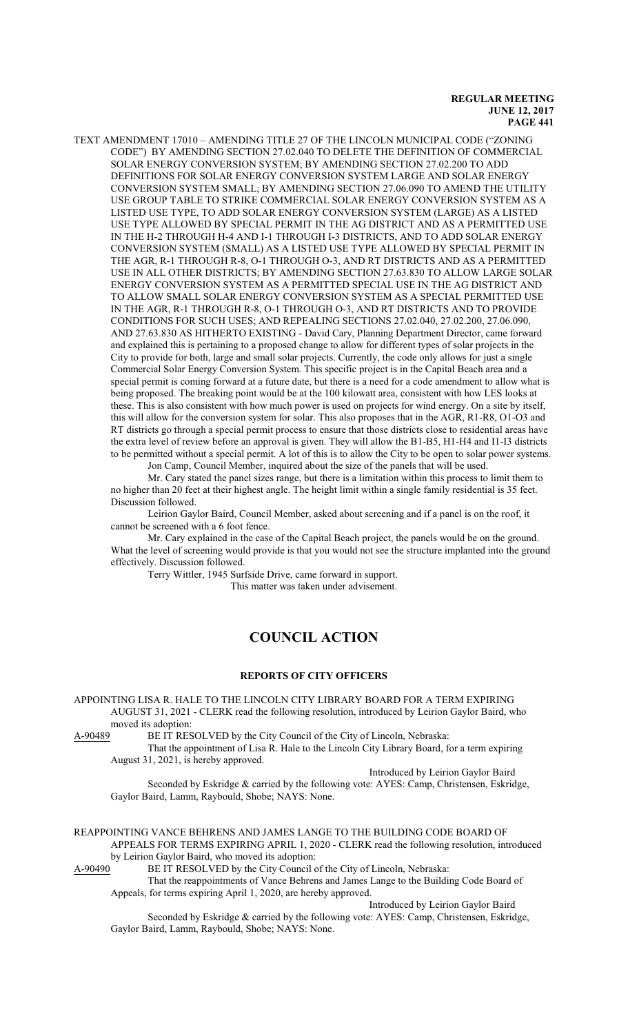TEXT AMENDMENT 17010 – AMENDING TITLE 27 OF THE LINCOLN MUNICIPAL CODE ("ZONING CODE") BY AMENDING SECTION 27.02.040 TO DELETE THE DEFINITION OF COMMERCIAL SOLAR ENERGY CONVERSION SYSTEM; BY AMENDING SECTION 27.02.200 TO ADD DEFINITIONS FOR SOLAR ENERGY CONVERSION SYSTEM LARGE AND SOLAR ENERGY CONVERSION SYSTEM SMALL; BY AMENDING SECTION 27.06.090 TO AMEND THE UTILITY USE GROUP TABLE TO STRIKE COMMERCIAL SOLAR ENERGY CONVERSION SYSTEM AS A LISTED USE TYPE, TO ADD SOLAR ENERGY CONVERSION SYSTEM (LARGE) AS A LISTED USE TYPE ALLOWED BY SPECIAL PERMIT IN THE AG DISTRICT AND AS A PERMITTED USE IN THE H-2 THROUGH H-4 AND I-1 THROUGH I-3 DISTRICTS, AND TO ADD SOLAR ENERGY CONVERSION SYSTEM (SMALL) AS A LISTED USE TYPE ALLOWED BY SPECIAL PERMIT IN THE AGR, R-1 THROUGH R-8, O-1 THROUGH O-3, AND RT DISTRICTS AND AS A PERMITTED USE IN ALL OTHER DISTRICTS; BY AMENDING SECTION 27.63.830 TO ALLOW LARGE SOLAR ENERGY CONVERSION SYSTEM AS A PERMITTED SPECIAL USE IN THE AG DISTRICT AND TO ALLOW SMALL SOLAR ENERGY CONVERSION SYSTEM AS A SPECIAL PERMITTED USE IN THE AGR, R-1 THROUGH R-8, O-1 THROUGH O-3, AND RT DISTRICTS AND TO PROVIDE CONDITIONS FOR SUCH USES; AND REPEALING SECTIONS 27.02.040, 27.02.200, 27.06.090, AND 27.63.830 AS HITHERTO EXISTING - David Cary, Planning Department Director, came forward and explained this is pertaining to a proposed change to allow for different types of solar projects in the City to provide for both, large and small solar projects. Currently, the code only allows for just a single Commercial Solar Energy Conversion System. This specific project is in the Capital Beach area and a special permit is coming forward at a future date, but there is a need for a code amendment to allow what is being proposed. The breaking point would be at the 100 kilowatt area, consistent with how LES looks at these. This is also consistent with how much power is used on projects for wind energy. On a site by itself, this will allow for the conversion system for solar. This also proposes that in the AGR, R1-R8, O1-O3 and RT districts go through a special permit process to ensure that those districts close to residential areas have the extra level of review before an approval is given. They will allow the B1-B5, H1-H4 and I1-I3 districts to be permitted without a special permit. A lot of this is to allow the City to be open to solar power systems.

Jon Camp, Council Member, inquired about the size of the panels that will be used.

Mr. Cary stated the panel sizes range, but there is a limitation within this process to limit them to no higher than 20 feet at their highest angle. The height limit within a single family residential is 35 feet. Discussion followed.

Leirion Gaylor Baird, Council Member, asked about screening and if a panel is on the roof, it cannot be screened with a 6 foot fence.

Mr. Cary explained in the case of the Capital Beach project, the panels would be on the ground. What the level of screening would provide is that you would not see the structure implanted into the ground effectively. Discussion followed.

Terry Wittler, 1945 Surfside Drive, came forward in support.

This matter was taken under advisement.

# COUNCIL ACTION

## REPORTS OF CITY OFFICERS

APPOINTING LISA R. HALE TO THE LINCOLN CITY LIBRARY BOARD FOR A TERM EXPIRING AUGUST 31, 2021 - CLERK read the following resolution, introduced by Leirion Gaylor Baird, who moved its adoption:

A-90489 BE IT RESOLVED by the City Council of the City of Lincoln, Nebraska:

That the appointment of Lisa R. Hale to the Lincoln City Library Board, for a term expiring August 31, 2021, is hereby approved.

Introduced by Leirion Gaylor Baird

Seconded by Eskridge & carried by the following vote: AYES: Camp, Christensen, Eskridge, Gaylor Baird, Lamm, Raybould, Shobe; NAYS: None.

REAPPOINTING VANCE BEHRENS AND JAMES LANGE TO THE BUILDING CODE BOARD OF APPEALS FOR TERMS EXPIRING APRIL 1, 2020 - CLERK read the following resolution, introduced by Leirion Gaylor Baird, who moved its adoption:

A-90490 BE IT RESOLVED by the City Council of the City of Lincoln, Nebraska:

That the reappointments of Vance Behrens and James Lange to the Building Code Board of Appeals, for terms expiring April 1, 2020, are hereby approved.

Introduced by Leirion Gaylor Baird

Seconded by Eskridge & carried by the following vote: AYES: Camp, Christensen, Eskridge, Gaylor Baird, Lamm, Raybould, Shobe; NAYS: None.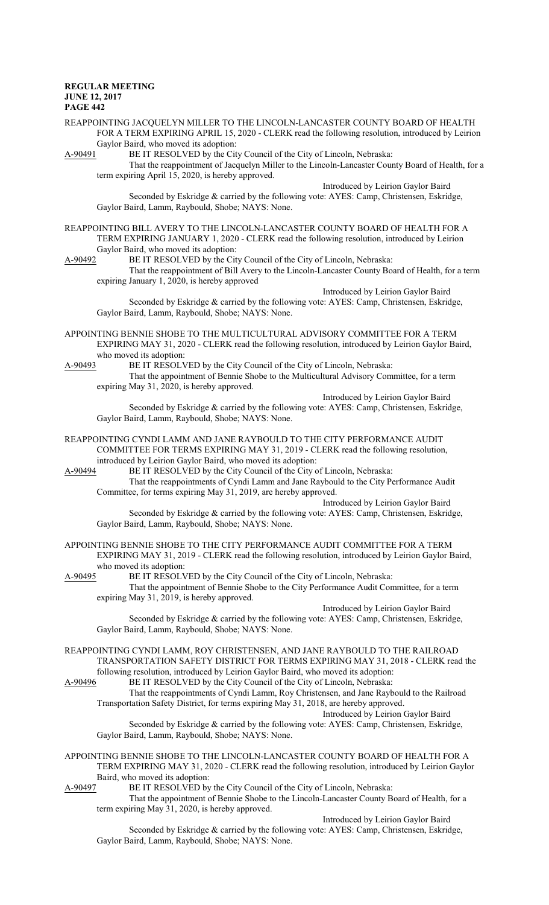REAPPOINTING JACQUELYN MILLER TO THE LINCOLN-LANCASTER COUNTY BOARD OF HEALTH FOR A TERM EXPIRING APRIL 15, 2020 - CLERK read the following resolution, introduced by Leirion Gaylor Baird, who moved its adoption:

A-90491 BE IT RESOLVED by the City Council of the City of Lincoln, Nebraska:

That the reappointment of Jacquelyn Miller to the Lincoln-Lancaster County Board of Health, for a term expiring April 15, 2020, is hereby approved.

Introduced by Leirion Gaylor Baird

Seconded by Eskridge & carried by the following vote: AYES: Camp, Christensen, Eskridge, Gaylor Baird, Lamm, Raybould, Shobe; NAYS: None.

REAPPOINTING BILL AVERY TO THE LINCOLN-LANCASTER COUNTY BOARD OF HEALTH FOR A TERM EXPIRING JANUARY 1, 2020 - CLERK read the following resolution, introduced by Leirion Gaylor Baird, who moved its adoption:

A-90492 BE IT RESOLVED by the City Council of the City of Lincoln, Nebraska:

That the reappointment of Bill Avery to the Lincoln-Lancaster County Board of Health, for a term expiring January 1, 2020, is hereby approved

Introduced by Leirion Gaylor Baird

Seconded by Eskridge & carried by the following vote: AYES: Camp, Christensen, Eskridge, Gaylor Baird, Lamm, Raybould, Shobe; NAYS: None.

APPOINTING BENNIE SHOBE TO THE MULTICULTURAL ADVISORY COMMITTEE FOR A TERM EXPIRING MAY 31, 2020 - CLERK read the following resolution, introduced by Leirion Gaylor Baird, who moved its adoption:

A-90493 BE IT RESOLVED by the City Council of the City of Lincoln, Nebraska:

That the appointment of Bennie Shobe to the Multicultural Advisory Committee, for a term expiring May 31, 2020, is hereby approved.

Introduced by Leirion Gaylor Baird

Seconded by Eskridge & carried by the following vote: AYES: Camp, Christensen, Eskridge, Gaylor Baird, Lamm, Raybould, Shobe; NAYS: None.

REAPPOINTING CYNDI LAMM AND JANE RAYBOULD TO THE CITY PERFORMANCE AUDIT COMMITTEE FOR TERMS EXPIRING MAY 31, 2019 - CLERK read the following resolution, introduced by Leirion Gaylor Baird, who moved its adoption:

A-90494 BE IT RESOLVED by the City Council of the City of Lincoln, Nebraska:

That the reappointments of Cyndi Lamm and Jane Raybould to the City Performance Audit Committee, for terms expiring May 31, 2019, are hereby approved.

Introduced by Leirion Gaylor Baird

Seconded by Eskridge & carried by the following vote: AYES: Camp, Christensen, Eskridge, Gaylor Baird, Lamm, Raybould, Shobe; NAYS: None.

APPOINTING BENNIE SHOBE TO THE CITY PERFORMANCE AUDIT COMMITTEE FOR A TERM EXPIRING MAY 31, 2019 - CLERK read the following resolution, introduced by Leirion Gaylor Baird, who moved its adoption:

A-90495 BE IT RESOLVED by the City Council of the City of Lincoln, Nebraska:

That the appointment of Bennie Shobe to the City Performance Audit Committee, for a term expiring May 31, 2019, is hereby approved.

Introduced by Leirion Gaylor Baird

Seconded by Eskridge & carried by the following vote: AYES: Camp, Christensen, Eskridge, Gaylor Baird, Lamm, Raybould, Shobe; NAYS: None.

REAPPOINTING CYNDI LAMM, ROY CHRISTENSEN, AND JANE RAYBOULD TO THE RAILROAD TRANSPORTATION SAFETY DISTRICT FOR TERMS EXPIRING MAY 31, 2018 - CLERK read the following resolution, introduced by Leirion Gaylor Baird, who moved its adoption:

A-90496 BE IT RESOLVED by the City Council of the City of Lincoln, Nebraska:

That the reappointments of Cyndi Lamm, Roy Christensen, and Jane Raybould to the Railroad Transportation Safety District, for terms expiring May 31, 2018, are hereby approved.

Introduced by Leirion Gaylor Baird

Seconded by Eskridge & carried by the following vote: AYES: Camp, Christensen, Eskridge, Gaylor Baird, Lamm, Raybould, Shobe; NAYS: None.

APPOINTING BENNIE SHOBE TO THE LINCOLN-LANCASTER COUNTY BOARD OF HEALTH FOR A TERM EXPIRING MAY 31, 2020 - CLERK read the following resolution, introduced by Leirion Gaylor Baird, who moved its adoption:

A-90497 BE IT RESOLVED by the City Council of the City of Lincoln, Nebraska:

That the appointment of Bennie Shobe to the Lincoln-Lancaster County Board of Health, for a term expiring May 31, 2020, is hereby approved.

Introduced by Leirion Gaylor Baird

Seconded by Eskridge & carried by the following vote: AYES: Camp, Christensen, Eskridge, Gaylor Baird, Lamm, Raybould, Shobe; NAYS: None.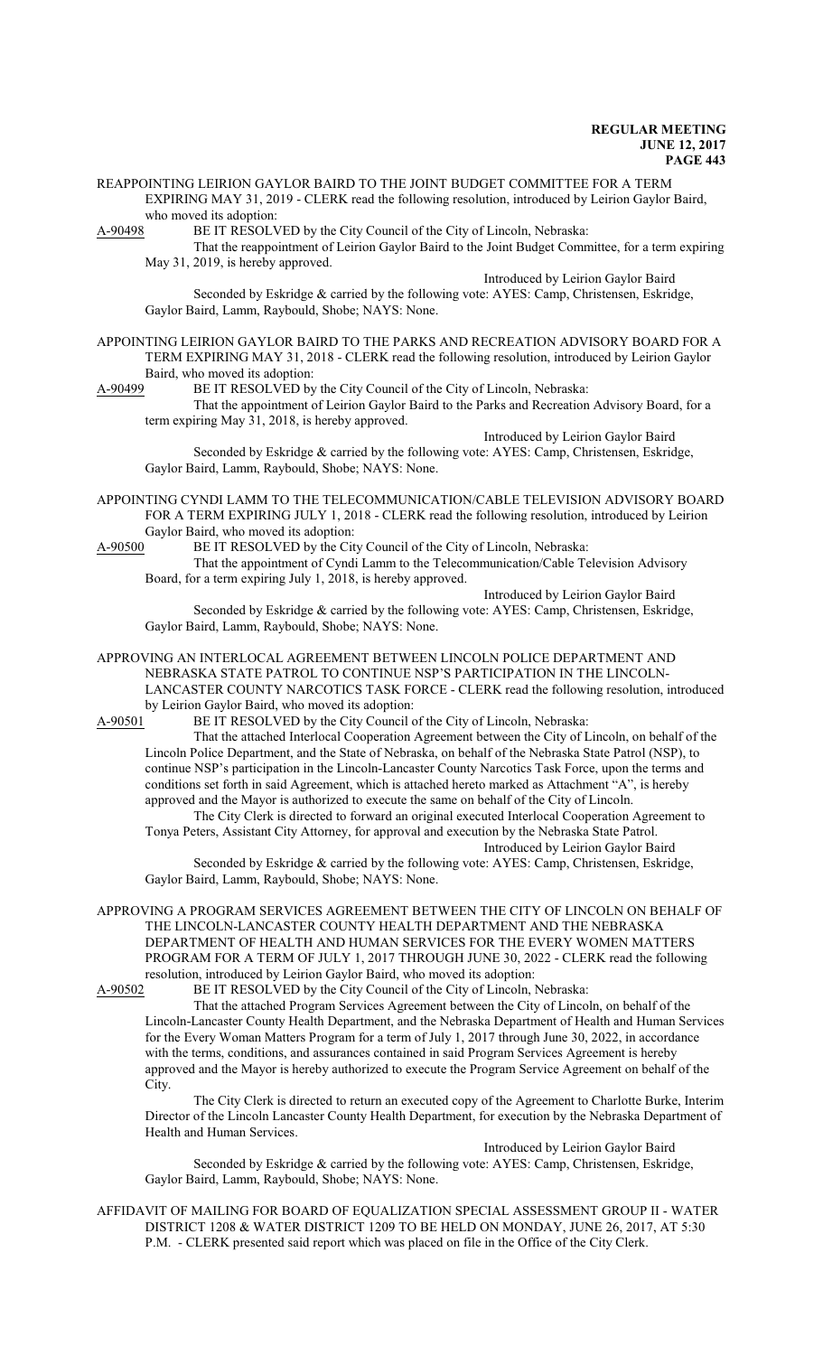REAPPOINTING LEIRION GAYLOR BAIRD TO THE JOINT BUDGET COMMITTEE FOR A TERM EXPIRING MAY 31, 2019 - CLERK read the following resolution, introduced by Leirion Gaylor Baird, who moved its adoption:

A-90498 BE IT RESOLVED by the City Council of the City of Lincoln, Nebraska:

That the reappointment of Leirion Gaylor Baird to the Joint Budget Committee, for a term expiring May 31, 2019, is hereby approved.

Introduced by Leirion Gaylor Baird

Seconded by Eskridge & carried by the following vote: AYES: Camp, Christensen, Eskridge, Gaylor Baird, Lamm, Raybould, Shobe; NAYS: None.

APPOINTING LEIRION GAYLOR BAIRD TO THE PARKS AND RECREATION ADVISORY BOARD FOR A TERM EXPIRING MAY 31, 2018 - CLERK read the following resolution, introduced by Leirion Gaylor Baird, who moved its adoption:

A-90499 BE IT RESOLVED by the City Council of the City of Lincoln, Nebraska:

That the appointment of Leirion Gaylor Baird to the Parks and Recreation Advisory Board, for a term expiring May 31, 2018, is hereby approved.

Introduced by Leirion Gaylor Baird

Seconded by Eskridge & carried by the following vote: AYES: Camp, Christensen, Eskridge, Gaylor Baird, Lamm, Raybould, Shobe; NAYS: None.

APPOINTING CYNDI LAMM TO THE TELECOMMUNICATION/CABLE TELEVISION ADVISORY BOARD FOR A TERM EXPIRING JULY 1, 2018 - CLERK read the following resolution, introduced by Leirion Gaylor Baird, who moved its adoption:

A-90500 BE IT RESOLVED by the City Council of the City of Lincoln, Nebraska:

That the appointment of Cyndi Lamm to the Telecommunication/Cable Television Advisory Board, for a term expiring July 1, 2018, is hereby approved.

Introduced by Leirion Gaylor Baird

Seconded by Eskridge & carried by the following vote: AYES: Camp, Christensen, Eskridge, Gaylor Baird, Lamm, Raybould, Shobe; NAYS: None.

APPROVING AN INTERLOCAL AGREEMENT BETWEEN LINCOLN POLICE DEPARTMENT AND NEBRASKA STATE PATROL TO CONTINUE NSP'S PARTICIPATION IN THE LINCOLN-LANCASTER COUNTY NARCOTICS TASK FORCE - CLERK read the following resolution, introduced by Leirion Gaylor Baird, who moved its adoption:

A-90501 BE IT RESOLVED by the City Council of the City of Lincoln, Nebraska:

That the attached Interlocal Cooperation Agreement between the City of Lincoln, on behalf of the Lincoln Police Department, and the State of Nebraska, on behalf of the Nebraska State Patrol (NSP), to continue NSP's participation in the Lincoln-Lancaster County Narcotics Task Force, upon the terms and conditions set forth in said Agreement, which is attached hereto marked as Attachment "A", is hereby approved and the Mayor is authorized to execute the same on behalf of the City of Lincoln.

The City Clerk is directed to forward an original executed Interlocal Cooperation Agreement to Tonya Peters, Assistant City Attorney, for approval and execution by the Nebraska State Patrol.

Introduced by Leirion Gaylor Baird

Seconded by Eskridge & carried by the following vote: AYES: Camp, Christensen, Eskridge, Gaylor Baird, Lamm, Raybould, Shobe; NAYS: None.

APPROVING A PROGRAM SERVICES AGREEMENT BETWEEN THE CITY OF LINCOLN ON BEHALF OF THE LINCOLN-LANCASTER COUNTY HEALTH DEPARTMENT AND THE NEBRASKA DEPARTMENT OF HEALTH AND HUMAN SERVICES FOR THE EVERY WOMEN MATTERS PROGRAM FOR A TERM OF JULY 1, 2017 THROUGH JUNE 30, 2022 - CLERK read the following resolution, introduced by Leirion Gaylor Baird, who moved its adoption:

A-90502 BE IT RESOLVED by the City Council of the City of Lincoln, Nebraska:

That the attached Program Services Agreement between the City of Lincoln, on behalf of the Lincoln-Lancaster County Health Department, and the Nebraska Department of Health and Human Services for the Every Woman Matters Program for a term of July 1, 2017 through June 30, 2022, in accordance with the terms, conditions, and assurances contained in said Program Services Agreement is hereby approved and the Mayor is hereby authorized to execute the Program Service Agreement on behalf of the City.

The City Clerk is directed to return an executed copy of the Agreement to Charlotte Burke, Interim Director of the Lincoln Lancaster County Health Department, for execution by the Nebraska Department of Health and Human Services.

Introduced by Leirion Gaylor Baird

Seconded by Eskridge & carried by the following vote: AYES: Camp, Christensen, Eskridge, Gaylor Baird, Lamm, Raybould, Shobe; NAYS: None.

AFFIDAVIT OF MAILING FOR BOARD OF EQUALIZATION SPECIAL ASSESSMENT GROUP II - WATER DISTRICT 1208 & WATER DISTRICT 1209 TO BE HELD ON MONDAY, JUNE 26, 2017, AT 5:30 P.M. - CLERK presented said report which was placed on file in the Office of the City Clerk.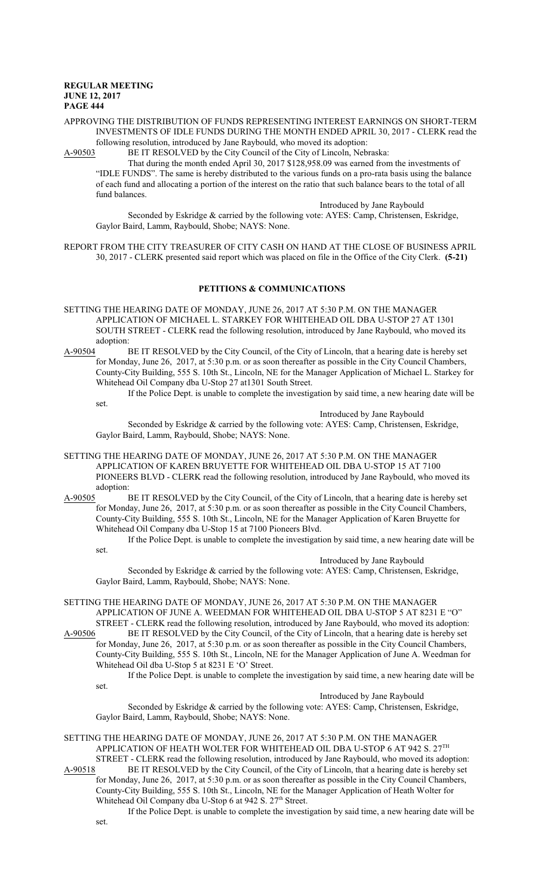APPROVING THE DISTRIBUTION OF FUNDS REPRESENTING INTEREST EARNINGS ON SHORT-TERM INVESTMENTS OF IDLE FUNDS DURING THE MONTH ENDED APRIL 30, 2017 - CLERK read the following resolution, introduced by Jane Raybould, who moved its adoption:

A-90503 BE IT RESOLVED by the City Council of the City of Lincoln, Nebraska:

That during the month ended April 30, 2017 $128,958.09 was earned from the investments of "IDLE FUNDS". The same is hereby distributed to the various funds on a pro-rata basis using the balance of each fund and allocating a portion of the interest on the ratio that such balance bears to the total of all fund balances.

Introduced by Jane Raybould

Seconded by Eskridge & carried by the following vote: AYES: Camp, Christensen, Eskridge, Gaylor Baird, Lamm, Raybould, Shobe; NAYS: None.

REPORT FROM THE CITY TREASURER OF CITY CASH ON HAND AT THE CLOSE OF BUSINESS APRIL 30, 2017 - CLERK presented said report which was placed on file in the Office of the City Clerk. **(5-21)**

## PETITIONS & COMMUNICATIONS

SETTING THE HEARING DATE OF MONDAY, JUNE 26, 2017 AT 5:30 P.M. ON THE MANAGER APPLICATION OF MICHAEL L. STARKEY FOR WHITEHEAD OIL DBA U-STOP 27 AT 1301 SOUTH STREET - CLERK read the following resolution, introduced by Jane Raybould, who moved its adoption:

A-90504 BE IT RESOLVED by the City Council, of the City of Lincoln, that a hearing date is hereby set for Monday, June 26, 2017, at 5:30 p.m. or as soon thereafter as possible in the City Council Chambers, County-City Building, 555 S. 10th St., Lincoln, NE for the Manager Application of Michael L. Starkey for Whitehead Oil Company dba U-Stop 27 at1301 South Street.

If the Police Dept. is unable to complete the investigation by said time, a new hearing date will be set.

Introduced by Jane Raybould

Seconded by Eskridge & carried by the following vote: AYES: Camp, Christensen, Eskridge, Gaylor Baird, Lamm, Raybould, Shobe; NAYS: None.

SETTING THE HEARING DATE OF MONDAY, JUNE 26, 2017 AT 5:30 P.M. ON THE MANAGER APPLICATION OF KAREN BRUYETTE FOR WHITEHEAD OIL DBA U-STOP 15 AT 7100 PIONEERS BLVD - CLERK read the following resolution, introduced by Jane Raybould, who moved its adoption:

A-90505 BE IT RESOLVED by the City Council, of the City of Lincoln, that a hearing date is hereby set for Monday, June 26, 2017, at 5:30 p.m. or as soon thereafter as possible in the City Council Chambers, County-City Building, 555 S. 10th St., Lincoln, NE for the Manager Application of Karen Bruyette for Whitehead Oil Company dba U-Stop 15 at 7100 Pioneers Blvd.

If the Police Dept. is unable to complete the investigation by said time, a new hearing date will be set.

Introduced by Jane Raybould

Seconded by Eskridge & carried by the following vote: AYES: Camp, Christensen, Eskridge, Gaylor Baird, Lamm, Raybould, Shobe; NAYS: None.

SETTING THE HEARING DATE OF MONDAY, JUNE 26, 2017 AT 5:30 P.M. ON THE MANAGER APPLICATION OF JUNE A. WEEDMAN FOR WHITEHEAD OIL DBA U-STOP 5 AT 8231 E "O" STREET - CLERK read the following resolution, introduced by Jane Raybould, who moved its adoption:

A-90506 BE IT RESOLVED by the City Council, of the City of Lincoln, that a hearing date is hereby set for Monday, June 26, 2017, at 5:30 p.m. or as soon thereafter as possible in the City Council Chambers, County-City Building, 555 S. 10th St., Lincoln, NE for the Manager Application of June A. Weedman for Whitehead Oil dba U-Stop 5 at 8231 E 'O' Street.

If the Police Dept. is unable to complete the investigation by said time, a new hearing date will be set.

Introduced by Jane Raybould

Seconded by Eskridge & carried by the following vote: AYES: Camp, Christensen, Eskridge, Gaylor Baird, Lamm, Raybould, Shobe; NAYS: None.

SETTING THE HEARING DATE OF MONDAY, JUNE 26, 2017 AT 5:30 P.M. ON THE MANAGER APPLICATION OF HEATH WOLTER FOR WHITEHEAD OIL DBA U-STOP 6 AT 942 S. 27TH STREET - CLERK read the following resolution, introduced by Jane Raybould, who moved its adoption:

A-90518 BE IT RESOLVED by the City Council, of the City of Lincoln, that a hearing date is hereby set for Monday, June 26, 2017, at 5:30 p.m. or as soon thereafter as possible in the City Council Chambers, County-City Building, 555 S. 10th St., Lincoln, NE for the Manager Application of Heath Wolter for Whitehead Oil Company dba U-Stop 6 at 942 S. 27th Street.

If the Police Dept. is unable to complete the investigation by said time, a new hearing date will be set.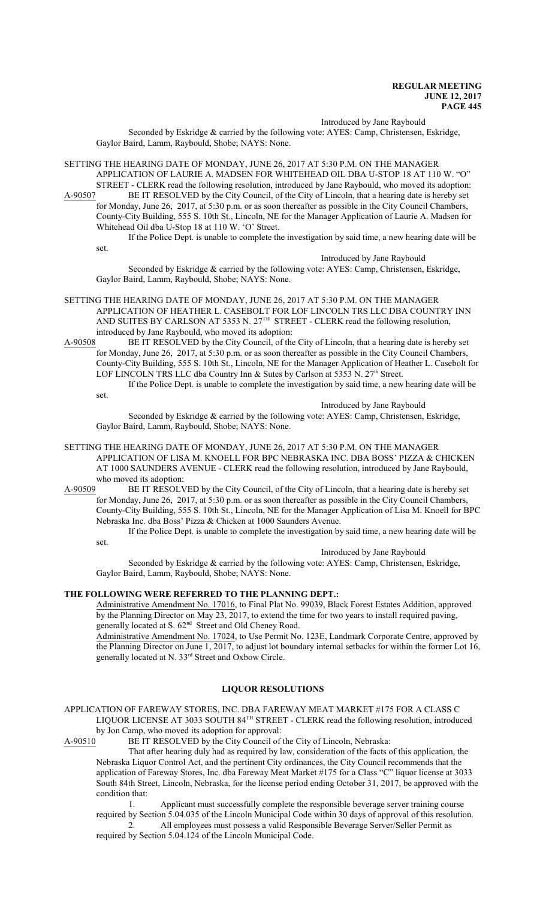Introduced by Jane Raybould

Seconded by Eskridge & carried by the following vote: AYES: Camp, Christensen, Eskridge, Gaylor Baird, Lamm, Raybould, Shobe; NAYS: None.

SETTING THE HEARING DATE OF MONDAY, JUNE 26, 2017 AT 5:30 P.M. ON THE MANAGER APPLICATION OF LAURIE A. MADSEN FOR WHITEHEAD OIL DBA U-STOP 18 AT 110 W. "O" STREET - CLERK read the following resolution, introduced by Jane Raybould, who moved its adoption:

A-90507 BE IT RESOLVED by the City Council, of the City of Lincoln, that a hearing date is hereby set for Monday, June 26, 2017, at 5:30 p.m. or as soon thereafter as possible in the City Council Chambers, County-City Building, 555 S. 10th St., Lincoln, NE for the Manager Application of Laurie A. Madsen for Whitehead Oil dba U-Stop 18 at 110 W. 'O' Street.

If the Police Dept. is unable to complete the investigation by said time, a new hearing date will be set.

Introduced by Jane Raybould

Seconded by Eskridge & carried by the following vote: AYES: Camp, Christensen, Eskridge, Gaylor Baird, Lamm, Raybould, Shobe; NAYS: None.

SETTING THE HEARING DATE OF MONDAY, JUNE 26, 2017 AT 5:30 P.M. ON THE MANAGER APPLICATION OF HEATHER L. CASEBOLT FOR LOF LINCOLN TRS LLC DBA COUNTRY INN AND SUITES BY CARLSON AT 5353 N. 27TH STREET - CLERK read the following resolution, introduced by Jane Raybould, who moved its adoption:

A-90508 BE IT RESOLVED by the City Council, of the City of Lincoln, that a hearing date is hereby set for Monday, June 26, 2017, at 5:30 p.m. or as soon thereafter as possible in the City Council Chambers, County-City Building, 555 S. 10th St., Lincoln, NE for the Manager Application of Heather L. Casebolt for LOF LINCOLN TRS LLC dba Country Inn & Sutes by Carlson at 5353 N. 27th Street.

If the Police Dept. is unable to complete the investigation by said time, a new hearing date will be set.

Introduced by Jane Raybould

Seconded by Eskridge & carried by the following vote: AYES: Camp, Christensen, Eskridge, Gaylor Baird, Lamm, Raybould, Shobe; NAYS: None.

SETTING THE HEARING DATE OF MONDAY, JUNE 26, 2017 AT 5:30 P.M. ON THE MANAGER APPLICATION OF LISA M. KNOELL FOR BPC NEBRASKA INC. DBA BOSS' PIZZA & CHICKEN AT 1000 SAUNDERS AVENUE - CLERK read the following resolution, introduced by Jane Raybould, who moved its adoption:

A-90509 BE IT RESOLVED by the City Council, of the City of Lincoln, that a hearing date is hereby set for Monday, June 26, 2017, at 5:30 p.m. or as soon thereafter as possible in the City Council Chambers, County-City Building, 555 S. 10th St., Lincoln, NE for the Manager Application of Lisa M. Knoell for BPC Nebraska Inc. dba Boss' Pizza & Chicken at 1000 Saunders Avenue.

If the Police Dept. is unable to complete the investigation by said time, a new hearing date will be set.

Introduced by Jane Raybould

Seconded by Eskridge & carried by the following vote: AYES: Camp, Christensen, Eskridge, Gaylor Baird, Lamm, Raybould, Shobe; NAYS: None.

**THE FOLLOWING WERE REFERRED TO THE PLANNING DEPT.:**

Administrative Amendment No. 17016, to Final Plat No. 99039, Black Forest Estates Addition, approved by the Planning Director on May 23, 2017, to extend the time for two years to install required paving, generally located at S. 62nd Street and Old Cheney Road.

Administrative Amendment No. 17024, to Use Permit No. 123E, Landmark Corporate Centre, approved by the Planning Director on June 1, 2017, to adjust lot boundary internal setbacks for within the former Lot 16, generally located at N. 33rd Street and Oxbow Circle.

## LIQUOR RESOLUTIONS

APPLICATION OF FAREWAY STORES, INC. DBA FAREWAY MEAT MARKET #175 FOR A CLASS C LIQUOR LICENSE AT 3033 SOUTH 84TH STREET - CLERK read the following resolution, introduced by Jon Camp, who moved its adoption for approval:

A-90510 BE IT RESOLVED by the City Council of the City of Lincoln, Nebraska:

That after hearing duly had as required by law, consideration of the facts of this application, the Nebraska Liquor Control Act, and the pertinent City ordinances, the City Council recommends that the application of Fareway Stores, Inc. dba Fareway Meat Market #175 for a Class "C" liquor license at 3033 South 84th Street, Lincoln, Nebraska, for the license period ending October 31, 2017, be approved with the condition that:

1. Applicant must successfully complete the responsible beverage server training course required by Section 5.04.035 of the Lincoln Municipal Code within 30 days of approval of this resolution.
2. All employees must possess a valid Responsible Beverage Server/Seller Permit as required by Section 5.04.124 of the Lincoln Municipal Code.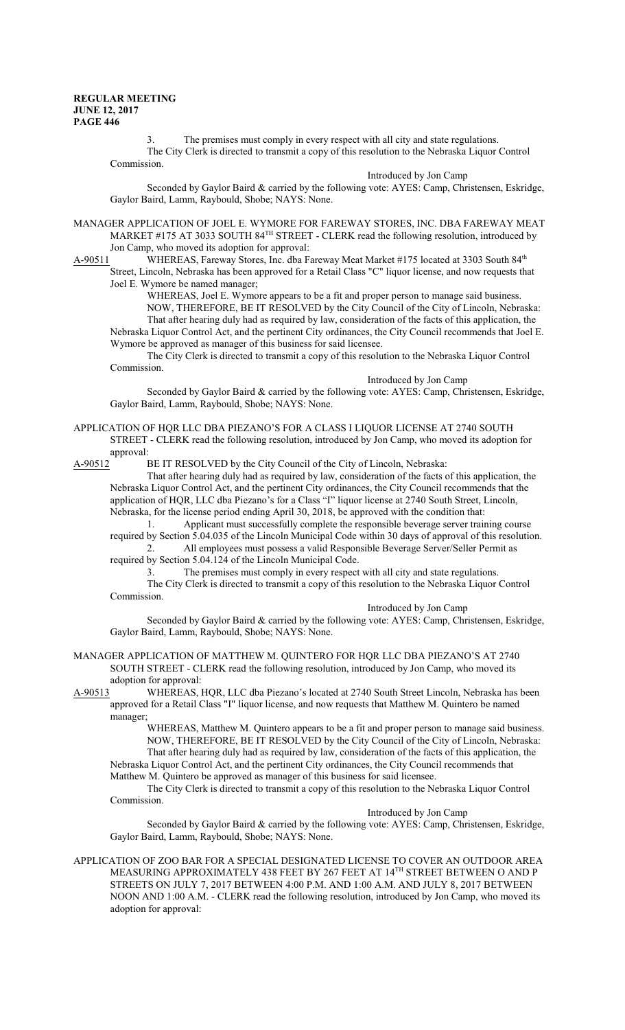3. The premises must comply in every respect with all city and state regulations.

The City Clerk is directed to transmit a copy of this resolution to the Nebraska Liquor Control Commission.

Introduced by Jon Camp

Seconded by Gaylor Baird & carried by the following vote: AYES: Camp, Christensen, Eskridge, Gaylor Baird, Lamm, Raybould, Shobe; NAYS: None.

MANAGER APPLICATION OF JOEL E. WYMORE FOR FAREWAY STORES, INC. DBA FAREWAY MEAT MARKET #175 AT 3033 SOUTH 84TH STREET - CLERK read the following resolution, introduced by Jon Camp, who moved its adoption for approval:

A-90511 WHEREAS, Fareway Stores, Inc. dba Fareway Meat Market #175 located at 3303 South 84th Street, Lincoln, Nebraska has been approved for a Retail Class "C" liquor license, and now requests that Joel E. Wymore be named manager;

WHEREAS, Joel E. Wymore appears to be a fit and proper person to manage said business.

NOW, THEREFORE, BE IT RESOLVED by the City Council of the City of Lincoln, Nebraska: That after hearing duly had as required by law, consideration of the facts of this application, the Nebraska Liquor Control Act, and the pertinent City ordinances, the City Council recommends that Joel E. Wymore be approved as manager of this business for said licensee.

The City Clerk is directed to transmit a copy of this resolution to the Nebraska Liquor Control Commission.

Introduced by Jon Camp

Seconded by Gaylor Baird & carried by the following vote: AYES: Camp, Christensen, Eskridge, Gaylor Baird, Lamm, Raybould, Shobe; NAYS: None.

APPLICATION OF HQR LLC DBA PIEZANO'S FOR A CLASS I LIQUOR LICENSE AT 2740 SOUTH STREET - CLERK read the following resolution, introduced by Jon Camp, who moved its adoption for approval:

A-90512 BE IT RESOLVED by the City Council of the City of Lincoln, Nebraska:

That after hearing duly had as required by law, consideration of the facts of this application, the Nebraska Liquor Control Act, and the pertinent City ordinances, the City Council recommends that the application of HQR, LLC dba Piezano's for a Class "I" liquor license at 2740 South Street, Lincoln, Nebraska, for the license period ending April 30, 2018, be approved with the condition that:

1. Applicant must successfully complete the responsible beverage server training course required by Section 5.04.035 of the Lincoln Municipal Code within 30 days of approval of this resolution.
2. All employees must possess a valid Responsible Beverage Server/Seller Permit as required by Section 5.04.124 of the Lincoln Municipal Code.
3. The premises must comply in every respect with all city and state regulations.

The City Clerk is directed to transmit a copy of this resolution to the Nebraska Liquor Control Commission.

Introduced by Jon Camp

Seconded by Gaylor Baird & carried by the following vote: AYES: Camp, Christensen, Eskridge, Gaylor Baird, Lamm, Raybould, Shobe; NAYS: None.

MANAGER APPLICATION OF MATTHEW M. QUINTERO FOR HQR LLC DBA PIEZANO'S AT 2740 SOUTH STREET - CLERK read the following resolution, introduced by Jon Camp, who moved its adoption for approval:

A-90513 WHEREAS, HQR, LLC dba Piezano's located at 2740 South Street Lincoln, Nebraska has been approved for a Retail Class "I" liquor license, and now requests that Matthew M. Quintero be named manager;

WHEREAS, Matthew M. Quintero appears to be a fit and proper person to manage said business.

NOW, THEREFORE, BE IT RESOLVED by the City Council of the City of Lincoln, Nebraska: That after hearing duly had as required by law, consideration of the facts of this application, the Nebraska Liquor Control Act, and the pertinent City ordinances, the City Council recommends that Matthew M. Quintero be approved as manager of this business for said licensee.

The City Clerk is directed to transmit a copy of this resolution to the Nebraska Liquor Control Commission.

Introduced by Jon Camp

Seconded by Gaylor Baird & carried by the following vote: AYES: Camp, Christensen, Eskridge, Gaylor Baird, Lamm, Raybould, Shobe; NAYS: None.

APPLICATION OF ZOO BAR FOR A SPECIAL DESIGNATED LICENSE TO COVER AN OUTDOOR AREA MEASURING APPROXIMATELY 438 FEET BY 267 FEET AT 14TH STREET BETWEEN O AND P STREETS ON JULY 7, 2017 BETWEEN 4:00 P.M. AND 1:00 A.M. AND JULY 8, 2017 BETWEEN NOON AND 1:00 A.M. - CLERK read the following resolution, introduced by Jon Camp, who moved its adoption for approval: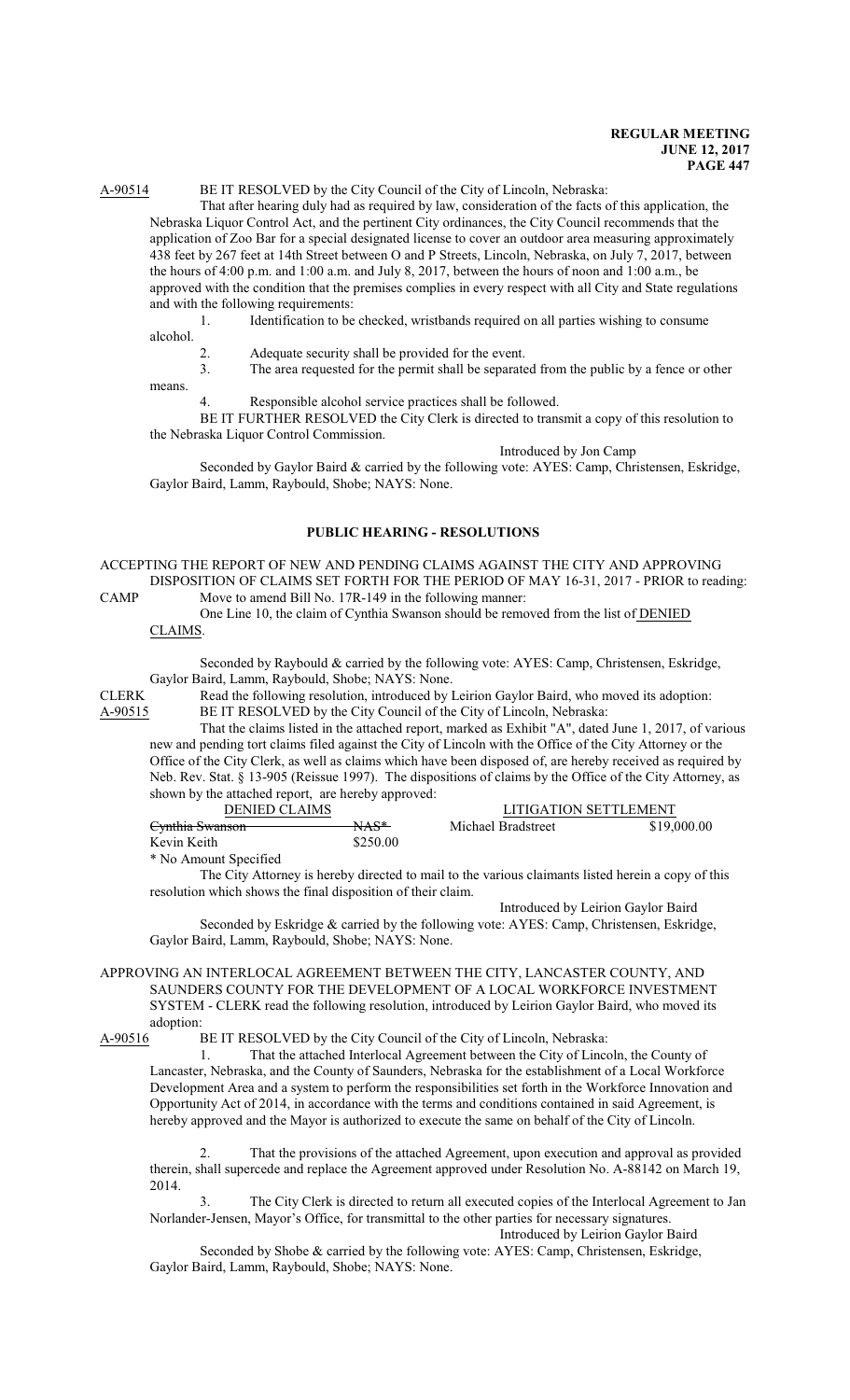A-90514 BE IT RESOLVED by the City Council of the City of Lincoln, Nebraska:

That after hearing duly had as required by law, consideration of the facts of this application, the Nebraska Liquor Control Act, and the pertinent City ordinances, the City Council recommends that the application of Zoo Bar for a special designated license to cover an outdoor area measuring approximately 438 feet by 267 feet at 14th Street between O and P Streets, Lincoln, Nebraska, on July 7, 2017, between the hours of 4:00 p.m. and 1:00 a.m. and July 8, 2017, between the hours of noon and 1:00 a.m., be approved with the condition that the premises complies in every respect with all City and State regulations and with the following requirements:

1. Identification to be checked, wristbands required on all parties wishing to consume alcohol.
2. Adequate security shall be provided for the event.
3. The area requested for the permit shall be separated from the public by a fence or other means.
4. Responsible alcohol service practices shall be followed.

BE IT FURTHER RESOLVED the City Clerk is directed to transmit a copy of this resolution to the Nebraska Liquor Control Commission.

Introduced by Jon Camp

Seconded by Gaylor Baird & carried by the following vote: AYES: Camp, Christensen, Eskridge, Gaylor Baird, Lamm, Raybould, Shobe; NAYS: None.

## PUBLIC HEARING - RESOLUTIONS

ACCEPTING THE REPORT OF NEW AND PENDING CLAIMS AGAINST THE CITY AND APPROVING DISPOSITION OF CLAIMS SET FORTH FOR THE PERIOD OF MAY 16-31, 2017 - PRIOR to reading:

CAMP Move to amend Bill No. 17R-149 in the following manner:

One Line 10, the claim of Cynthia Swanson should be removed from the list of DENIED CLAIMS.

Seconded by Raybould & carried by the following vote: AYES: Camp, Christensen, Eskridge, Gaylor Baird, Lamm, Raybould, Shobe; NAYS: None.

CLERK Read the following resolution, introduced by Leirion Gaylor Baird, who moved its adoption:

A-90515 BE IT RESOLVED by the City Council of the City of Lincoln, Nebraska:

That the claims listed in the attached report, marked as Exhibit "A", dated June 1, 2017, of various new and pending tort claims filed against the City of Lincoln with the Office of the City Attorney or the Office of the City Clerk, as well as claims which have been disposed of, are hereby received as required by Neb. Rev. Stat. § 13-905 (Reissue 1997). The dispositions of claims by the Office of the City Attorney, as shown by the attached report, are hereby approved:

| DENIED CLAIMS | | LITIGATION SETTLEMENT | |
|---|---|---|---|
| ~~Cynthia Swanson~~ | ~~NAS*~~ | Michael Bradstreet | $19,000.00 |
| Kevin Keith | $250.00 | | |

\* No Amount Specified

The City Attorney is hereby directed to mail to the various claimants listed herein a copy of this resolution which shows the final disposition of their claim.

Introduced by Leirion Gaylor Baird

Seconded by Eskridge & carried by the following vote: AYES: Camp, Christensen, Eskridge, Gaylor Baird, Lamm, Raybould, Shobe; NAYS: None.

APPROVING AN INTERLOCAL AGREEMENT BETWEEN THE CITY, LANCASTER COUNTY, AND SAUNDERS COUNTY FOR THE DEVELOPMENT OF A LOCAL WORKFORCE INVESTMENT SYSTEM - CLERK read the following resolution, introduced by Leirion Gaylor Baird, who moved its adoption:

A-90516 BE IT RESOLVED by the City Council of the City of Lincoln, Nebraska:

1. That the attached Interlocal Agreement between the City of Lincoln, the County of Lancaster, Nebraska, and the County of Saunders, Nebraska for the establishment of a Local Workforce Development Area and a system to perform the responsibilities set forth in the Workforce Innovation and Opportunity Act of 2014, in accordance with the terms and conditions contained in said Agreement, is hereby approved and the Mayor is authorized to execute the same on behalf of the City of Lincoln.

2. That the provisions of the attached Agreement, upon execution and approval as provided therein, shall supercede and replace the Agreement approved under Resolution No. A-88142 on March 19, 2014.

3. The City Clerk is directed to return all executed copies of the Interlocal Agreement to Jan Norlander-Jensen, Mayor's Office, for transmittal to the other parties for necessary signatures.

Introduced by Leirion Gaylor Baird

Seconded by Shobe & carried by the following vote: AYES: Camp, Christensen, Eskridge, Gaylor Baird, Lamm, Raybould, Shobe; NAYS: None.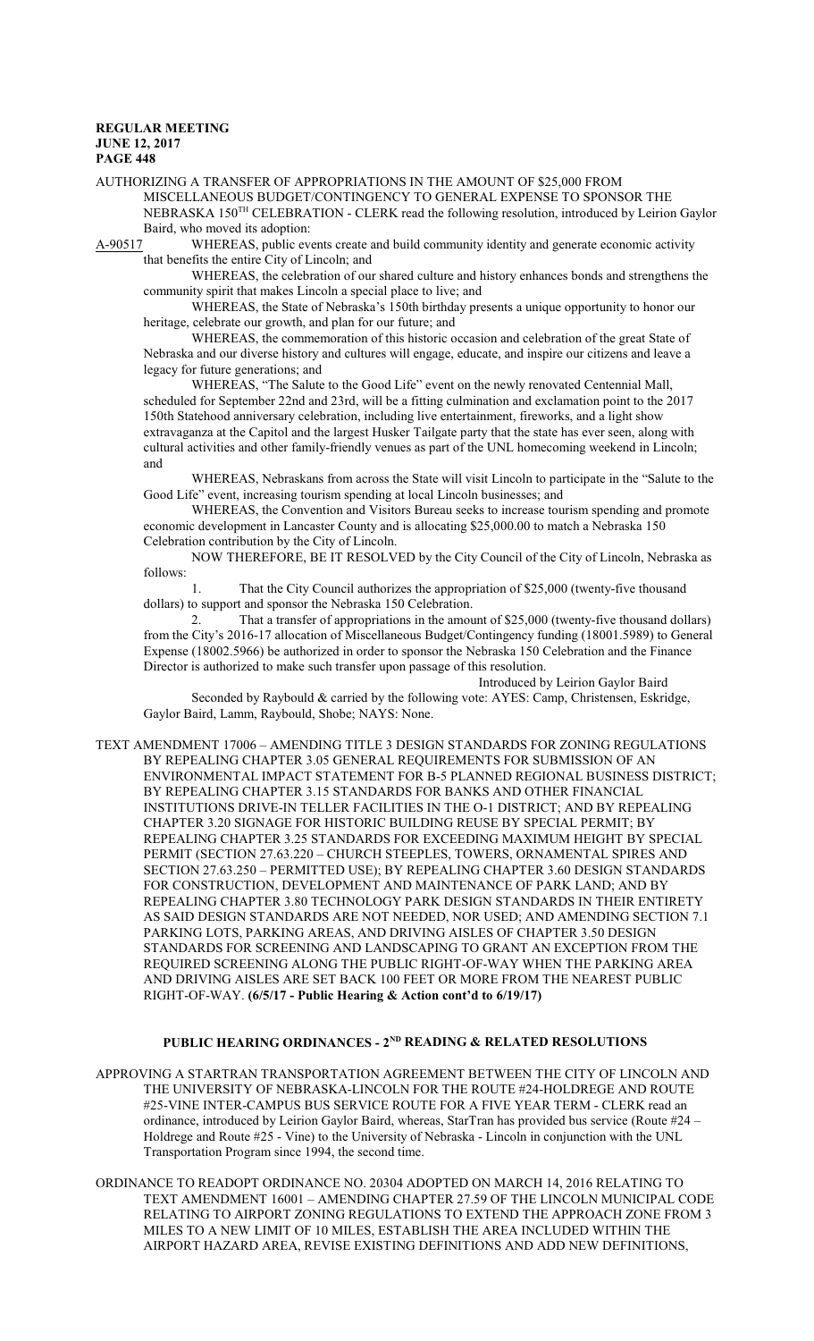AUTHORIZING A TRANSFER OF APPROPRIATIONS IN THE AMOUNT OF $25,000 FROM MISCELLANEOUS BUDGET/CONTINGENCY TO GENERAL EXPENSE TO SPONSOR THE NEBRASKA 150TH CELEBRATION - CLERK read the following resolution, introduced by Leirion Gaylor Baird, who moved its adoption:

A-90517 WHEREAS, public events create and build community identity and generate economic activity that benefits the entire City of Lincoln; and

WHEREAS, the celebration of our shared culture and history enhances bonds and strengthens the community spirit that makes Lincoln a special place to live; and

WHEREAS, the State of Nebraska's 150th birthday presents a unique opportunity to honor our heritage, celebrate our growth, and plan for our future; and

WHEREAS, the commemoration of this historic occasion and celebration of the great State of Nebraska and our diverse history and cultures will engage, educate, and inspire our citizens and leave a legacy for future generations; and

WHEREAS, "The Salute to the Good Life" event on the newly renovated Centennial Mall, scheduled for September 22nd and 23rd, will be a fitting culmination and exclamation point to the 2017 150th Statehood anniversary celebration, including live entertainment, fireworks, and a light show extravaganza at the Capitol and the largest Husker Tailgate party that the state has ever seen, along with cultural activities and other family-friendly venues as part of the UNL homecoming weekend in Lincoln; and

WHEREAS, Nebraskans from across the State will visit Lincoln to participate in the "Salute to the Good Life" event, increasing tourism spending at local Lincoln businesses; and

WHEREAS, the Convention and Visitors Bureau seeks to increase tourism spending and promote economic development in Lancaster County and is allocating $25,000.00 to match a Nebraska 150 Celebration contribution by the City of Lincoln.

NOW THEREFORE, BE IT RESOLVED by the City Council of the City of Lincoln, Nebraska as follows:

1. That the City Council authorizes the appropriation of $25,000 (twenty-five thousand dollars) to support and sponsor the Nebraska 150 Celebration.

2. That a transfer of appropriations in the amount of $25,000 (twenty-five thousand dollars) from the City's 2016-17 allocation of Miscellaneous Budget/Contingency funding (18001.5989) to General Expense (18002.5966) be authorized in order to sponsor the Nebraska 150 Celebration and the Finance Director is authorized to make such transfer upon passage of this resolution.

Introduced by Leirion Gaylor Baird

Seconded by Raybould & carried by the following vote: AYES: Camp, Christensen, Eskridge, Gaylor Baird, Lamm, Raybould, Shobe; NAYS: None.

TEXT AMENDMENT 17006 – AMENDING TITLE 3 DESIGN STANDARDS FOR ZONING REGULATIONS BY REPEALING CHAPTER 3.05 GENERAL REQUIREMENTS FOR SUBMISSION OF AN ENVIRONMENTAL IMPACT STATEMENT FOR B-5 PLANNED REGIONAL BUSINESS DISTRICT; BY REPEALING CHAPTER 3.15 STANDARDS FOR BANKS AND OTHER FINANCIAL INSTITUTIONS DRIVE-IN TELLER FACILITIES IN THE O-1 DISTRICT; AND BY REPEALING CHAPTER 3.20 SIGNAGE FOR HISTORIC BUILDING REUSE BY SPECIAL PERMIT; BY REPEALING CHAPTER 3.25 STANDARDS FOR EXCEEDING MAXIMUM HEIGHT BY SPECIAL PERMIT (SECTION 27.63.220 – CHURCH STEEPLES, TOWERS, ORNAMENTAL SPIRES AND SECTION 27.63.250 – PERMITTED USE); BY REPEALING CHAPTER 3.60 DESIGN STANDARDS FOR CONSTRUCTION, DEVELOPMENT AND MAINTENANCE OF PARK LAND; AND BY REPEALING CHAPTER 3.80 TECHNOLOGY PARK DESIGN STANDARDS IN THEIR ENTIRETY AS SAID DESIGN STANDARDS ARE NOT NEEDED, NOR USED; AND AMENDING SECTION 7.1 PARKING LOTS, PARKING AREAS, AND DRIVING AISLES OF CHAPTER 3.50 DESIGN STANDARDS FOR SCREENING AND LANDSCAPING TO GRANT AN EXCEPTION FROM THE REQUIRED SCREENING ALONG THE PUBLIC RIGHT-OF-WAY WHEN THE PARKING AREA AND DRIVING AISLES ARE SET BACK 100 FEET OR MORE FROM THE NEAREST PUBLIC RIGHT-OF-WAY. **(6/5/17 - Public Hearing & Action cont'd to 6/19/17)**

## PUBLIC HEARING ORDINANCES - 2ND READING & RELATED RESOLUTIONS

APPROVING A STARTRAN TRANSPORTATION AGREEMENT BETWEEN THE CITY OF LINCOLN AND THE UNIVERSITY OF NEBRASKA-LINCOLN FOR THE ROUTE #24-HOLDREGE AND ROUTE #25-VINE INTER-CAMPUS BUS SERVICE ROUTE FOR A FIVE YEAR TERM - CLERK read an ordinance, introduced by Leirion Gaylor Baird, whereas, StarTran has provided bus service (Route #24 – Holdrege and Route #25 - Vine) to the University of Nebraska - Lincoln in conjunction with the UNL Transportation Program since 1994, the second time.

ORDINANCE TO READOPT ORDINANCE NO. 20304 ADOPTED ON MARCH 14, 2016 RELATING TO TEXT AMENDMENT 16001 – AMENDING CHAPTER 27.59 OF THE LINCOLN MUNICIPAL CODE RELATING TO AIRPORT ZONING REGULATIONS TO EXTEND THE APPROACH ZONE FROM 3 MILES TO A NEW LIMIT OF 10 MILES, ESTABLISH THE AREA INCLUDED WITHIN THE AIRPORT HAZARD AREA, REVISE EXISTING DEFINITIONS AND ADD NEW DEFINITIONS,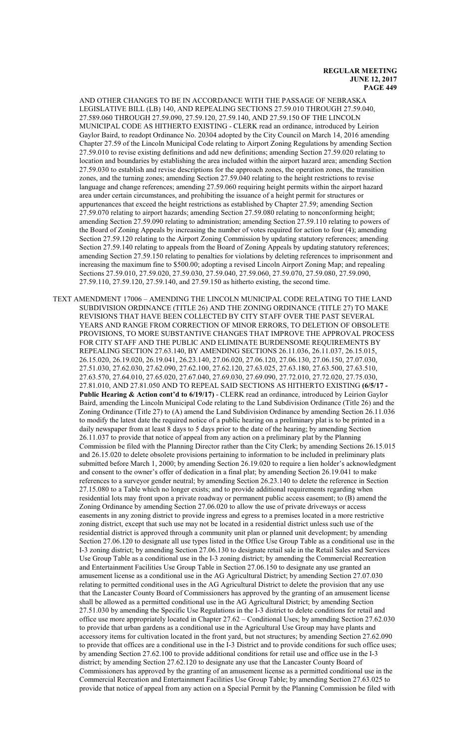AND OTHER CHANGES TO BE IN ACCORDANCE WITH THE PASSAGE OF NEBRASKA LEGISLATIVE BILL (LB) 140, AND REPEALING SECTIONS 27.59.010 THROUGH 27.59.040, 27.589.060 THROUGH 27.59.090, 27.59.120, 27.59.140, AND 27.59.150 OF THE LINCOLN MUNICIPAL CODE AS HITHERTO EXISTING - CLERK read an ordinance, introduced by Leirion Gaylor Baird, to readopt Ordinance No. 20304 adopted by the City Council on March 14, 2016 amending Chapter 27.59 of the Lincoln Municipal Code relating to Airport Zoning Regulations by amending Section 27.59.010 to revise existing definitions and add new definitions; amending Section 27.59.020 relating to location and boundaries by establishing the area included within the airport hazard area; amending Section 27.59.030 to establish and revise descriptions for the approach zones, the operation zones, the transition zones, and the turning zones; amending Section 27.59.040 relating to the height restrictions to revise language and change references; amending 27.59.060 requiring height permits within the airport hazard area under certain circumstances, and prohibiting the issuance of a height permit for structures or appurtenances that exceed the height restrictions as established by Chapter 27.59; amending Section 27.59.070 relating to airport hazards; amending Section 27.59.080 relating to nonconforming height; amending Section 27.59.090 relating to administration; amending Section 27.59.110 relating to powers of the Board of Zoning Appeals by increasing the number of votes required for action to four (4); amending Section 27.59.120 relating to the Airport Zoning Commission by updating statutory references; amending Section 27.59.140 relating to appeals from the Board of Zoning Appeals by updating statutory references; amending Section 27.59.150 relating to penalties for violations by deleting references to imprisonment and increasing the maximum fine to $500.00; adopting a revised Lincoln Airport Zoning Map; and repealing Sections 27.59.010, 27.59.020, 27.59.030, 27.59.040, 27.59.060, 27.59.070, 27.59.080, 27.59.090, 27.59.110, 27.59.120, 27.59.140, and 27.59.150 as hitherto existing, the second time.

TEXT AMENDMENT 17006 – AMENDING THE LINCOLN MUNICIPAL CODE RELATING TO THE LAND SUBDIVISION ORDINANCE (TITLE 26) AND THE ZONING ORDINANCE (TITLE 27) TO MAKE REVISIONS THAT HAVE BEEN COLLECTED BY CITY STAFF OVER THE PAST SEVERAL YEARS AND RANGE FROM CORRECTION OF MINOR ERRORS, TO DELETION OF OBSOLETE PROVISIONS, TO MORE SUBSTANTIVE CHANGES THAT IMPROVE THE APPROVAL PROCESS FOR CITY STAFF AND THE PUBLIC AND ELIMINATE BURDENSOME REQUIREMENTS BY REPEALING SECTION 27.63.140, BY AMENDING SECTIONS 26.11.036, 26.11.037, 26.15.015, 26.15.020, 26.19.020, 26.19.041, 26.23.140, 27.06.020, 27.06.120, 27.06.130, 27.06.150, 27.07.030, 27.51.030, 27.62.030, 27.62.090, 27.62.100, 27.62.120, 27.63.025, 27.63.180, 27.63.500, 27.63.510, 27.63.570, 27.64.010, 27.65.020, 27.67.040, 27.69.030, 27.69.090, 27.72.010, 27.72.020, 27.75.030, 27.81.010, AND 27.81.050 AND TO REPEAL SAID SECTIONS AS HITHERTO EXISTING **(6/5/17 - Public Hearing & Action cont'd to 6/19/17)** - CLERK read an ordinance, introduced by Leirion Gaylor Baird, amending the Lincoln Municipal Code relating to the Land Subdivision Ordinance (Title 26) and the Zoning Ordinance (Title 27) to (A) amend the Land Subdivision Ordinance by amending Section 26.11.036 to modify the latest date the required notice of a public hearing on a preliminary plat is to be printed in a daily newspaper from at least 8 days to 5 days prior to the date of the hearing; by amending Section 26.11.037 to provide that notice of appeal from any action on a preliminary plat by the Planning Commission be filed with the Planning Director rather than the City Clerk; by amending Sections 26.15.015 and 26.15.020 to delete obsolete provisions pertaining to information to be included in preliminary plats submitted before March 1, 2000; by amending Section 26.19.020 to require a lien holder's acknowledgment and consent to the owner's offer of dedication in a final plat; by amending Section 26.19.041 to make references to a surveyor gender neutral; by amending Section 26.23.140 to delete the reference in Section 27.15.080 to a Table which no longer exists; and to provide additional requirements regarding when residential lots may front upon a private roadway or permanent public access easement; to (B) amend the Zoning Ordinance by amending Section 27.06.020 to allow the use of private driveways or access easements in any zoning district to provide ingress and egress to a premises located in a more restrictive zoning district, except that such use may not be located in a residential district unless such use of the residential district is approved through a community unit plan or planned unit development; by amending Section 27.06.120 to designate all use types listed in the Office Use Group Table as a conditional use in the I-3 zoning district; by amending Section 27.06.130 to designate retail sale in the Retail Sales and Services Use Group Table as a conditional use in the I-3 zoning district; by amending the Commercial Recreation and Entertainment Facilities Use Group Table in Section 27.06.150 to designate any use granted an amusement license as a conditional use in the AG Agricultural District; by amending Section 27.07.030 relating to permitted conditional uses in the AG Agricultural District to delete the provision that any use that the Lancaster County Board of Commissioners has approved by the granting of an amusement license shall be allowed as a permitted conditional use in the AG Agricultural District; by amending Section 27.51.030 by amending the Specific Use Regulations in the I-3 district to delete conditions for retail and office use more appropriately located in Chapter 27.62 – Conditional Uses; by amending Section 27.62.030 to provide that urban gardens as a conditional use in the Agricultural Use Group may have plants and accessory items for cultivation located in the front yard, but not structures; by amending Section 27.62.090 to provide that offices are a conditional use in the I-3 District and to provide conditions for such office uses; by amending Section 27.62.100 to provide additional conditions for retail use and office use in the I-3 district; by amending Section 27.62.120 to designate any use that the Lancaster County Board of Commissioners has approved by the granting of an amusement license as a permitted conditional use in the Commercial Recreation and Entertainment Facilities Use Group Table; by amending Section 27.63.025 to provide that notice of appeal from any action on a Special Permit by the Planning Commission be filed with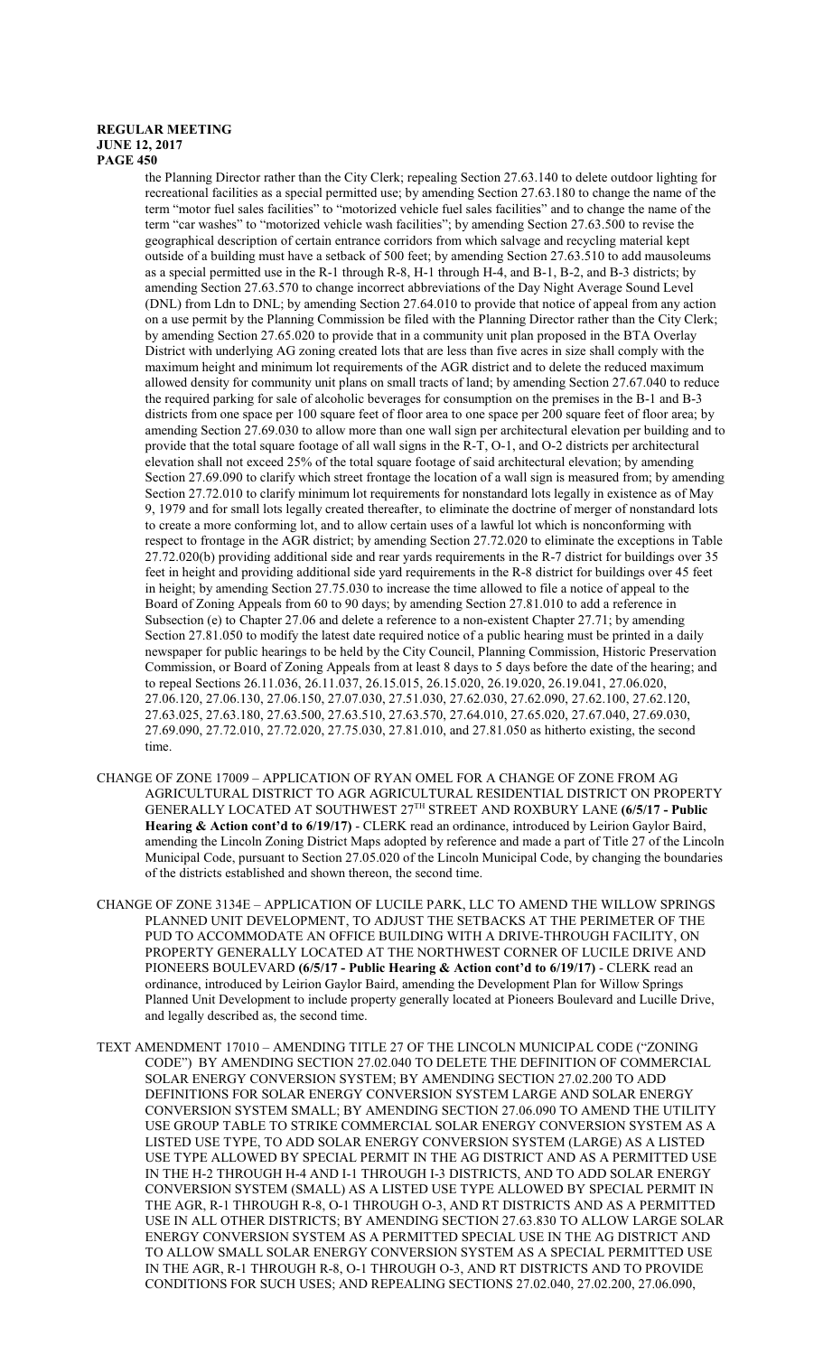the Planning Director rather than the City Clerk; repealing Section 27.63.140 to delete outdoor lighting for recreational facilities as a special permitted use; by amending Section 27.63.180 to change the name of the term "motor fuel sales facilities" to "motorized vehicle fuel sales facilities" and to change the name of the term "car washes" to "motorized vehicle wash facilities"; by amending Section 27.63.500 to revise the geographical description of certain entrance corridors from which salvage and recycling material kept outside of a building must have a setback of 500 feet; by amending Section 27.63.510 to add mausoleums as a special permitted use in the R-1 through R-8, H-1 through H-4, and B-1, B-2, and B-3 districts; by amending Section 27.63.570 to change incorrect abbreviations of the Day Night Average Sound Level (DNL) from Ldn to DNL; by amending Section 27.64.010 to provide that notice of appeal from any action on a use permit by the Planning Commission be filed with the Planning Director rather than the City Clerk; by amending Section 27.65.020 to provide that in a community unit plan proposed in the BTA Overlay District with underlying AG zoning created lots that are less than five acres in size shall comply with the maximum height and minimum lot requirements of the AGR district and to delete the reduced maximum allowed density for community unit plans on small tracts of land; by amending Section 27.67.040 to reduce the required parking for sale of alcoholic beverages for consumption on the premises in the B-1 and B-3 districts from one space per 100 square feet of floor area to one space per 200 square feet of floor area; by amending Section 27.69.030 to allow more than one wall sign per architectural elevation per building and to provide that the total square footage of all wall signs in the R-T, O-1, and O-2 districts per architectural elevation shall not exceed 25% of the total square footage of said architectural elevation; by amending Section 27.69.090 to clarify which street frontage the location of a wall sign is measured from; by amending Section 27.72.010 to clarify minimum lot requirements for nonstandard lots legally in existence as of May 9, 1979 and for small lots legally created thereafter, to eliminate the doctrine of merger of nonstandard lots to create a more conforming lot, and to allow certain uses of a lawful lot which is nonconforming with respect to frontage in the AGR district; by amending Section 27.72.020 to eliminate the exceptions in Table 27.72.020(b) providing additional side and rear yards requirements in the R-7 district for buildings over 35 feet in height and providing additional side yard requirements in the R-8 district for buildings over 45 feet in height; by amending Section 27.75.030 to increase the time allowed to file a notice of appeal to the Board of Zoning Appeals from 60 to 90 days; by amending Section 27.81.010 to add a reference in Subsection (e) to Chapter 27.06 and delete a reference to a non-existent Chapter 27.71; by amending Section 27.81.050 to modify the latest date required notice of a public hearing must be printed in a daily newspaper for public hearings to be held by the City Council, Planning Commission, Historic Preservation Commission, or Board of Zoning Appeals from at least 8 days to 5 days before the date of the hearing; and to repeal Sections 26.11.036, 26.11.037, 26.15.015, 26.15.020, 26.19.020, 26.19.041, 27.06.020, 27.06.120, 27.06.130, 27.06.150, 27.07.030, 27.51.030, 27.62.030, 27.62.090, 27.62.100, 27.62.120, 27.63.025, 27.63.180, 27.63.500, 27.63.510, 27.63.570, 27.64.010, 27.65.020, 27.67.040, 27.69.030, 27.69.090, 27.72.010, 27.72.020, 27.75.030, 27.81.010, and 27.81.050 as hitherto existing, the second time.

CHANGE OF ZONE 17009 – APPLICATION OF RYAN OMEL FOR A CHANGE OF ZONE FROM AG AGRICULTURAL DISTRICT TO AGR AGRICULTURAL RESIDENTIAL DISTRICT ON PROPERTY GENERALLY LOCATED AT SOUTHWEST 27TH STREET AND ROXBURY LANE **(6/5/17 - Public Hearing & Action cont'd to 6/19/17)** - CLERK read an ordinance, introduced by Leirion Gaylor Baird, amending the Lincoln Zoning District Maps adopted by reference and made a part of Title 27 of the Lincoln Municipal Code, pursuant to Section 27.05.020 of the Lincoln Municipal Code, by changing the boundaries of the districts established and shown thereon, the second time.

CHANGE OF ZONE 3134E – APPLICATION OF LUCILE PARK, LLC TO AMEND THE WILLOW SPRINGS PLANNED UNIT DEVELOPMENT, TO ADJUST THE SETBACKS AT THE PERIMETER OF THE PUD TO ACCOMMODATE AN OFFICE BUILDING WITH A DRIVE-THROUGH FACILITY, ON PROPERTY GENERALLY LOCATED AT THE NORTHWEST CORNER OF LUCILE DRIVE AND PIONEERS BOULEVARD **(6/5/17 - Public Hearing & Action cont'd to 6/19/17)** - CLERK read an ordinance, introduced by Leirion Gaylor Baird, amending the Development Plan for Willow Springs Planned Unit Development to include property generally located at Pioneers Boulevard and Lucille Drive, and legally described as, the second time.

TEXT AMENDMENT 17010 – AMENDING TITLE 27 OF THE LINCOLN MUNICIPAL CODE ("ZONING CODE") BY AMENDING SECTION 27.02.040 TO DELETE THE DEFINITION OF COMMERCIAL SOLAR ENERGY CONVERSION SYSTEM; BY AMENDING SECTION 27.02.200 TO ADD DEFINITIONS FOR SOLAR ENERGY CONVERSION SYSTEM LARGE AND SOLAR ENERGY CONVERSION SYSTEM SMALL; BY AMENDING SECTION 27.06.090 TO AMEND THE UTILITY USE GROUP TABLE TO STRIKE COMMERCIAL SOLAR ENERGY CONVERSION SYSTEM AS A LISTED USE TYPE, TO ADD SOLAR ENERGY CONVERSION SYSTEM (LARGE) AS A LISTED USE TYPE ALLOWED BY SPECIAL PERMIT IN THE AG DISTRICT AND AS A PERMITTED USE IN THE H-2 THROUGH H-4 AND I-1 THROUGH I-3 DISTRICTS, AND TO ADD SOLAR ENERGY CONVERSION SYSTEM (SMALL) AS A LISTED USE TYPE ALLOWED BY SPECIAL PERMIT IN THE AGR, R-1 THROUGH R-8, O-1 THROUGH O-3, AND RT DISTRICTS AND AS A PERMITTED USE IN ALL OTHER DISTRICTS; BY AMENDING SECTION 27.63.830 TO ALLOW LARGE SOLAR ENERGY CONVERSION SYSTEM AS A PERMITTED SPECIAL USE IN THE AG DISTRICT AND TO ALLOW SMALL SOLAR ENERGY CONVERSION SYSTEM AS A SPECIAL PERMITTED USE IN THE AGR, R-1 THROUGH R-8, O-1 THROUGH O-3, AND RT DISTRICTS AND TO PROVIDE CONDITIONS FOR SUCH USES; AND REPEALING SECTIONS 27.02.040, 27.02.200, 27.06.090,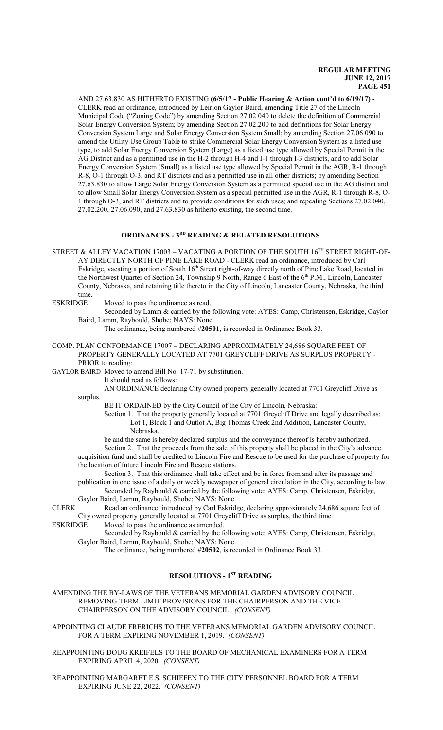AND 27.63.830 AS HITHERTO EXISTING **(6/5/17 - Public Hearing & Action cont'd to 6/19/17)** - CLERK read an ordinance, introduced by Leirion Gaylor Baird, amending Title 27 of the Lincoln Municipal Code ("Zoning Code") by amending Section 27.02.040 to delete the definition of Commercial Solar Energy Conversion System; by amending Section 27.02.200 to add definitions for Solar Energy Conversion System Large and Solar Energy Conversion System Small; by amending Section 27.06.090 to amend the Utility Use Group Table to strike Commercial Solar Energy Conversion System as a listed use type, to add Solar Energy Conversion System (Large) as a listed use type allowed by Special Permit in the AG District and as a permitted use in the H-2 through H-4 and I-1 through I-3 districts, and to add Solar Energy Conversion System (Small) as a listed use type allowed by Special Permit in the AGR, R-1 through R-8, O-1 through O-3, and RT districts and as a permitted use in all other districts; by amending Section 27.63.830 to allow Large Solar Energy Conversion System as a permitted special use in the AG district and to allow Small Solar Energy Conversion System as a special permitted use in the AGR, R-1 through R-8, O-1 through O-3, and RT districts and to provide conditions for such uses; and repealing Sections 27.02.040, 27.02.200, 27.06.090, and 27.63.830 as hitherto existing, the second time.

## ORDINANCES - 3RD READING & RELATED RESOLUTIONS

STREET & ALLEY VACATION 17003 – VACATING A PORTION OF THE SOUTH 16TH STREET RIGHT-OF-AY DIRECTLY NORTH OF PINE LAKE ROAD - CLERK read an ordinance, introduced by Carl Eskridge, vacating a portion of South 16th Street right-of-way directly north of Pine Lake Road, located in the Northwest Quarter of Section 24, Township 9 North, Range 6 East of the 6th P.M., Lincoln, Lancaster County, Nebraska, and retaining title thereto in the City of Lincoln, Lancaster County, Nebraska, the third time.

ESKRIDGE Moved to pass the ordinance as read.

Seconded by Lamm & carried by the following vote: AYES: Camp, Christensen, Eskridge, Gaylor Baird, Lamm, Raybould, Shobe; NAYS: None.

The ordinance, being numbered #**20501**, is recorded in Ordinance Book 33.

COMP. PLAN CONFORMANCE 17007 – DECLARING APPROXIMATELY 24,686 SQUARE FEET OF PROPERTY GENERALLY LOCATED AT 7701 GREYCLIFF DRIVE AS SURPLUS PROPERTY - PRIOR to reading:

GAYLOR BAIRD Moved to amend Bill No. 17-71 by substitution.

It should read as follows:

AN ORDINANCE declaring City owned property generally located at 7701 Greycliff Drive as surplus.

BE IT ORDAINED by the City Council of the City of Lincoln, Nebraska:

Section 1. That the property generally located at 7701 Greycliff Drive and legally described as: Lot 1, Block 1 and Outlot A, Big Thomas Creek 2nd Addition, Lancaster County, Nebraska.

be and the same is hereby declared surplus and the conveyance thereof is hereby authorized.

Section 2. That the proceeds from the sale of this property shall be placed in the City's advance acquisition fund and shall be credited to Lincoln Fire and Rescue to be used for the purchase of property for the location of future Lincoln Fire and Rescue stations.

Section 3. That this ordinance shall take effect and be in force from and after its passage and publication in one issue of a daily or weekly newspaper of general circulation in the City, according to law.

Seconded by Raybould & carried by the following vote: AYES: Camp, Christensen, Eskridge, Gaylor Baird, Lamm, Raybould, Shobe; NAYS: None.

CLERK Read an ordinance, introduced by Carl Eskridge, declaring approximately 24,686 square feet of City owned property generally located at 7701 Greycliff Drive as surplus, the third time.

ESKRIDGE Moved to pass the ordinance as amended.

Seconded by Raybould & carried by the following vote: AYES: Camp, Christensen, Eskridge, Gaylor Baird, Lamm, Raybould, Shobe; NAYS: None.

The ordinance, being numbered #**20502**, is recorded in Ordinance Book 33.

## RESOLUTIONS - 1ST READING

AMENDING THE BY-LAWS OF THE VETERANS MEMORIAL GARDEN ADVISORY COUNCIL REMOVING TERM LIMIT PROVISIONS FOR THE CHAIRPERSON AND THE VICE-CHAIRPERSON ON THE ADVISORY COUNCIL. *(CONSENT)*

APPOINTING CLAUDE FRERICHS TO THE VETERANS MEMORIAL GARDEN ADVISORY COUNCIL FOR A TERM EXPIRING NOVEMBER 1, 2019. *(CONSENT)*

REAPPOINTING DOUG KREIFELS TO THE BOARD OF MECHANICAL EXAMINERS FOR A TERM EXPIRING APRIL 4, 2020. *(CONSENT)*

REAPPOINTING MARGARET E.S. SCHIEFEN TO THE CITY PERSONNEL BOARD FOR A TERM EXPIRING JUNE 22, 2022. *(CONSENT)*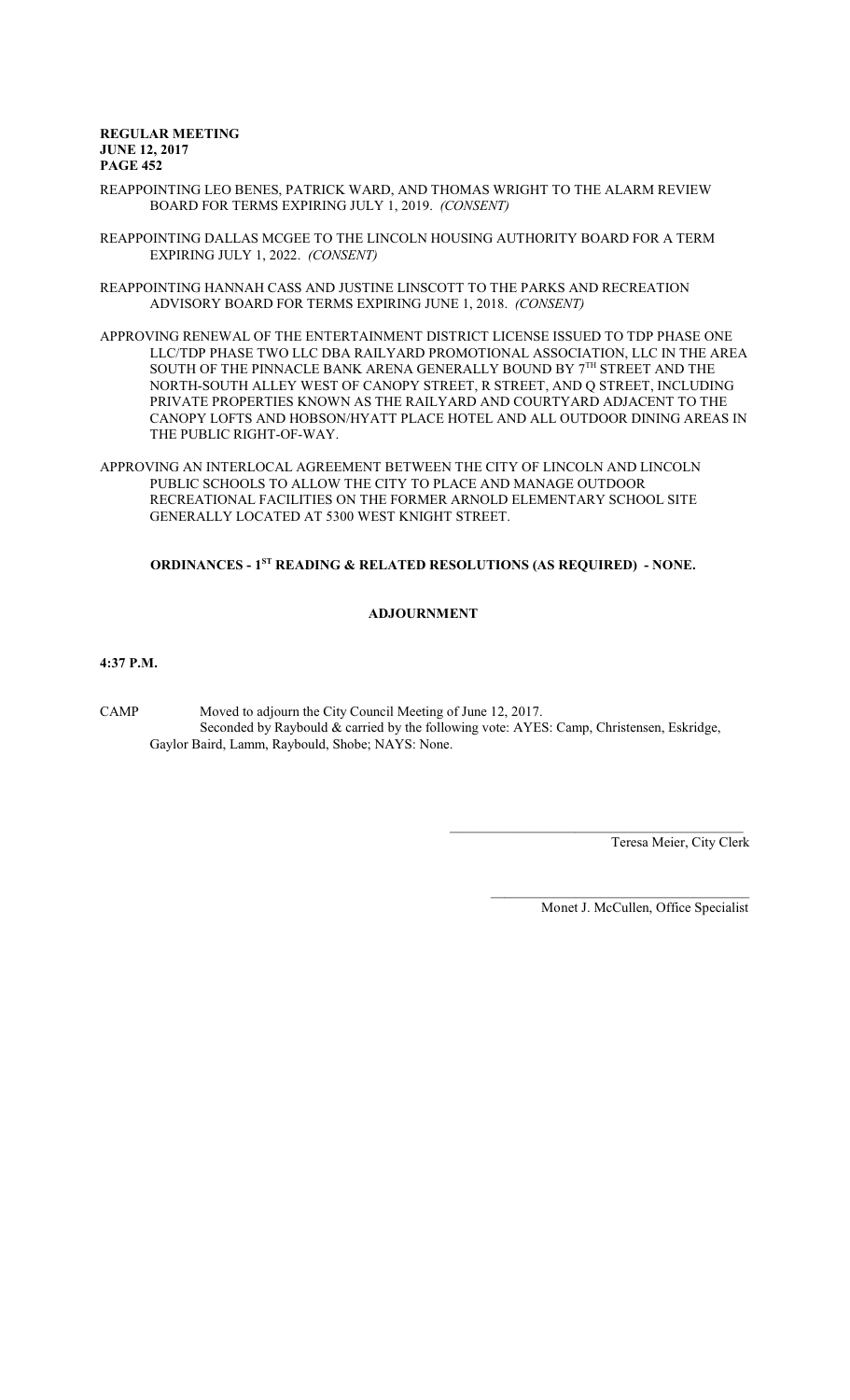REAPPOINTING LEO BENES, PATRICK WARD, AND THOMAS WRIGHT TO THE ALARM REVIEW BOARD FOR TERMS EXPIRING JULY 1, 2019. *(CONSENT)*

REAPPOINTING DALLAS MCGEE TO THE LINCOLN HOUSING AUTHORITY BOARD FOR A TERM EXPIRING JULY 1, 2022. *(CONSENT)*

REAPPOINTING HANNAH CASS AND JUSTINE LINSCOTT TO THE PARKS AND RECREATION ADVISORY BOARD FOR TERMS EXPIRING JUNE 1, 2018. *(CONSENT)*

APPROVING RENEWAL OF THE ENTERTAINMENT DISTRICT LICENSE ISSUED TO TDP PHASE ONE LLC/TDP PHASE TWO LLC DBA RAILYARD PROMOTIONAL ASSOCIATION, LLC IN THE AREA SOUTH OF THE PINNACLE BANK ARENA GENERALLY BOUND BY 7TH STREET AND THE NORTH-SOUTH ALLEY WEST OF CANOPY STREET, R STREET, AND Q STREET, INCLUDING PRIVATE PROPERTIES KNOWN AS THE RAILYARD AND COURTYARD ADJACENT TO THE CANOPY LOFTS AND HOBSON/HYATT PLACE HOTEL AND ALL OUTDOOR DINING AREAS IN THE PUBLIC RIGHT-OF-WAY.

APPROVING AN INTERLOCAL AGREEMENT BETWEEN THE CITY OF LINCOLN AND LINCOLN PUBLIC SCHOOLS TO ALLOW THE CITY TO PLACE AND MANAGE OUTDOOR RECREATIONAL FACILITIES ON THE FORMER ARNOLD ELEMENTARY SCHOOL SITE GENERALLY LOCATED AT 5300 WEST KNIGHT STREET.

## ORDINANCES - 1ST READING & RELATED RESOLUTIONS (AS REQUIRED) - NONE.

## ADJOURNMENT

**4:37 P.M.**

CAMP Moved to adjourn the City Council Meeting of June 12, 2017.
Seconded by Raybould & carried by the following vote: AYES: Camp, Christensen, Eskridge, Gaylor Baird, Lamm, Raybould, Shobe; NAYS: None.

Teresa Meier, City Clerk

Monet J. McCullen, Office Specialist